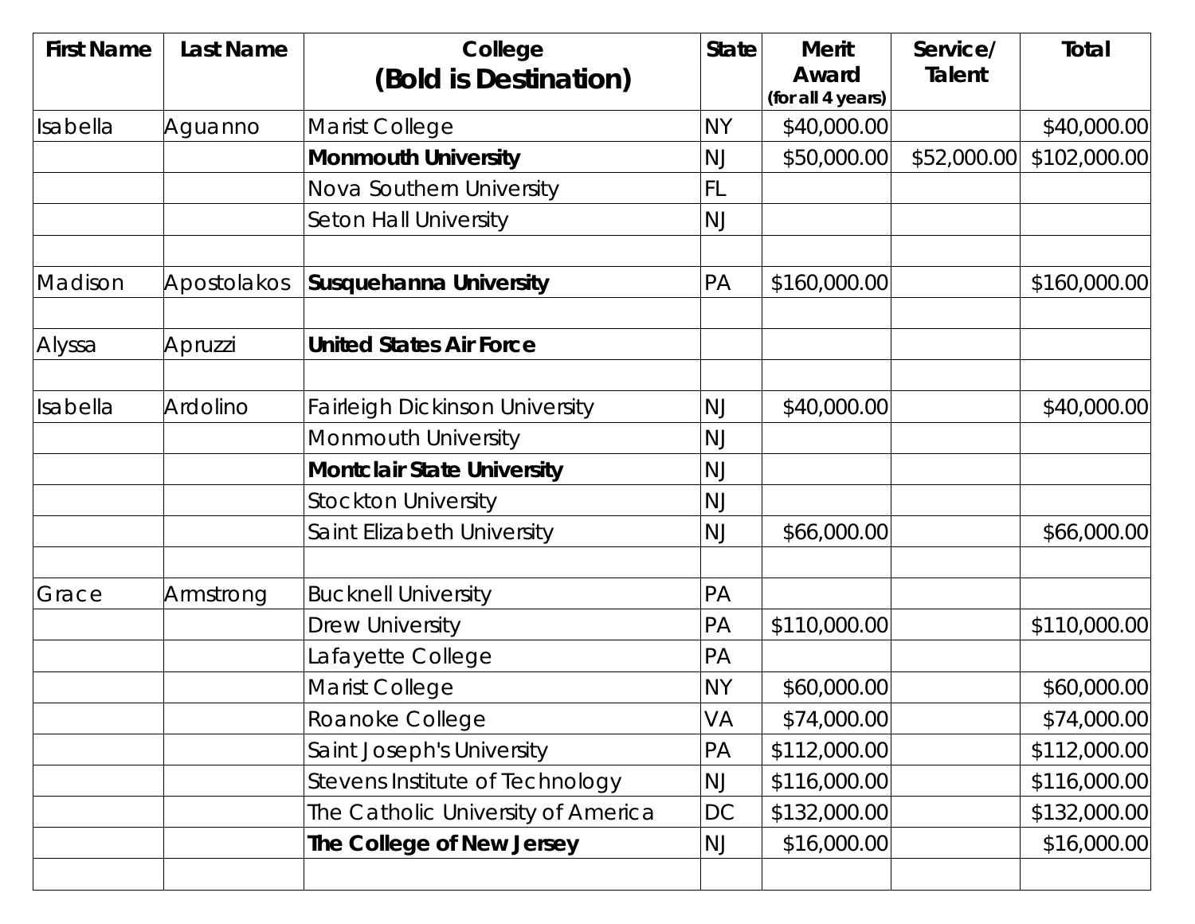| First Name | Last Name | College (Bold is Destination) | State | Merit Award (for all 4 years) | Service/ Talent | Total |
|---|---|---|---|---|---|---|
| Isabella | Aguanno | Marist College | NY | $40,000.00 | | $40,000.00 |
| | | **Monmouth University** | NJ | $50,000.00 | $52,000.00 | $102,000.00 |
| | | Nova Southern University | FL | | | |
| | | Seton Hall University | NJ | | | |
| | | | | | | |
| Madison | Apostolakos | **Susquehanna University** | PA | $160,000.00 | | $160,000.00 |
| | | | | | | |
| Alyssa | Apruzzi | **United States Air Force** | | | | |
| | | | | | | |
| Isabella | Ardolino | Fairleigh Dickinson University | NJ | $40,000.00 | | $40,000.00 |
| | | Monmouth University | NJ | | | |
| | | **Montclair State University** | NJ | | | |
| | | Stockton University | NJ | | | |
| | | Saint Elizabeth University | NJ | $66,000.00 | | $66,000.00 |
| | | | | | | |
| Grace | Armstrong | Bucknell University | PA | | | |
| | | Drew University | PA | $110,000.00 | | $110,000.00 |
| | | Lafayette College | PA | | | |
| | | Marist College | NY | $60,000.00 | | $60,000.00 |
| | | Roanoke College | VA | $74,000.00 | | $74,000.00 |
| | | Saint Joseph's University | PA | $112,000.00 | | $112,000.00 |
| | | Stevens Institute of Technology | NJ | $116,000.00 | | $116,000.00 |
| | | The Catholic University of America | DC | $132,000.00 | | $132,000.00 |
| | | **The College of New Jersey** | NJ | $16,000.00 | | $16,000.00 |
| | | | | | | |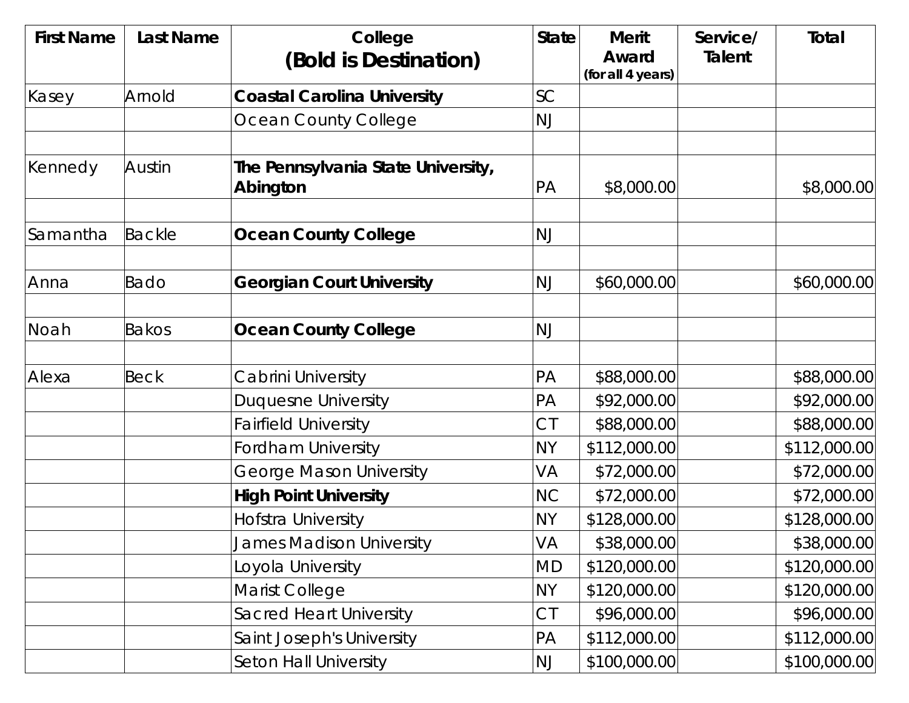| First Name | Last Name | College (Bold is Destination) | State | Merit Award (for all 4 years) | Service/ Talent | Total |
|---|---|---|---|---|---|---|
| Kasey | Arnold | **Coastal Carolina University** | SC | | | |
| | | Ocean County College | NJ | | | |
| | | | | | | |
| Kennedy | Austin | **The Pennsylvania State University, Abington** | PA | $8,000.00 | | $8,000.00 |
| | | | | | | |
| Samantha | Backle | **Ocean County College** | NJ | | | |
| | | | | | | |
| Anna | Bado | **Georgian Court University** | NJ | $60,000.00 | | $60,000.00 |
| | | | | | | |
| Noah | Bakos | **Ocean County College** | NJ | | | |
| | | | | | | |
| Alexa | Beck | Cabrini University | PA | $88,000.00 | | $88,000.00 |
| | | Duquesne University | PA | $92,000.00 | | $92,000.00 |
| | | Fairfield University | CT | $88,000.00 | | $88,000.00 |
| | | Fordham University | NY | $112,000.00 | | $112,000.00 |
| | | George Mason University | VA | $72,000.00 | | $72,000.00 |
| | | **High Point University** | NC | $72,000.00 | | $72,000.00 |
| | | Hofstra University | NY | $128,000.00 | | $128,000.00 |
| | | James Madison University | VA | $38,000.00 | | $38,000.00 |
| | | Loyola University | MD | $120,000.00 | | $120,000.00 |
| | | Marist College | NY | $120,000.00 | | $120,000.00 |
| | | Sacred Heart University | CT | $96,000.00 | | $96,000.00 |
| | | Saint Joseph's University | PA | $112,000.00 | | $112,000.00 |
| | | Seton Hall University | NJ | $100,000.00 | | $100,000.00 |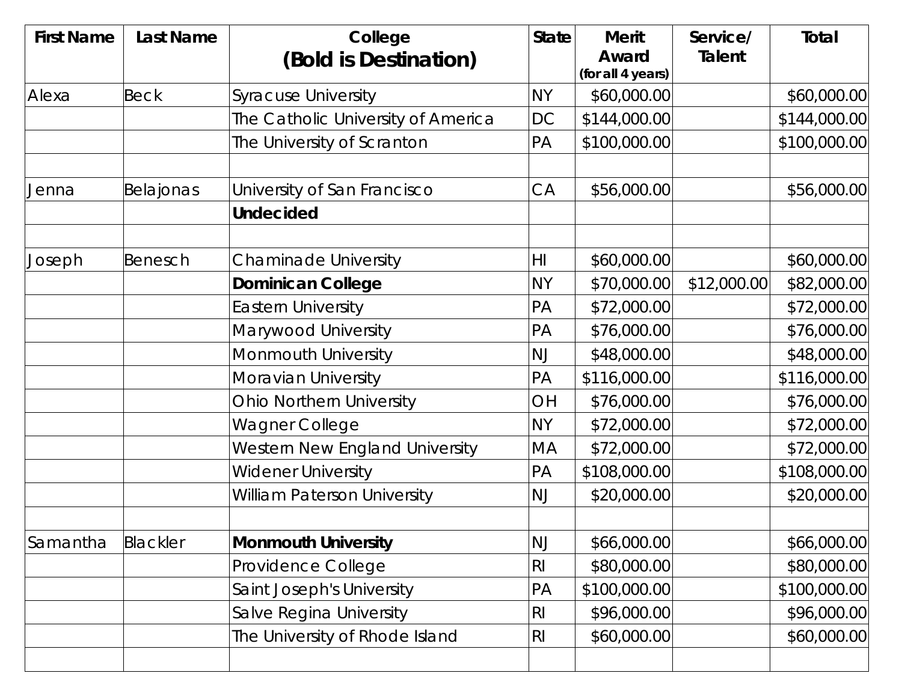| First Name | Last Name | College **(Bold is Destination)** | State | Merit Award (for all 4 years) | Service/ Talent | Total |
|---|---|---|---|---|---|---|
| Alexa | Beck | Syracuse University | NY | $60,000.00 | | $60,000.00 |
| | | The Catholic University of America | DC | $144,000.00 | | $144,000.00 |
| | | The University of Scranton | PA | $100,000.00 | | $100,000.00 |
| | | | | | | |
| Jenna | Belajonas | University of San Francisco | CA | $56,000.00 | | $56,000.00 |
| | | **Undecided** | | | | |
| | | | | | | |
| Joseph | Benesch | Chaminade University | HI | $60,000.00 | | $60,000.00 |
| | | **Dominican College** | NY | $70,000.00 | $12,000.00 | $82,000.00 |
| | | Eastern University | PA | $72,000.00 | | $72,000.00 |
| | | Marywood University | PA | $76,000.00 | | $76,000.00 |
| | | Monmouth University | NJ | $48,000.00 | | $48,000.00 |
| | | Moravian University | PA | $116,000.00 | | $116,000.00 |
| | | Ohio Northern University | OH | $76,000.00 | | $76,000.00 |
| | | Wagner College | NY | $72,000.00 | | $72,000.00 |
| | | Western New England University | MA | $72,000.00 | | $72,000.00 |
| | | Widener University | PA | $108,000.00 | | $108,000.00 |
| | | William Paterson University | NJ | $20,000.00 | | $20,000.00 |
| | | | | | | |
| Samantha | Blackler | **Monmouth University** | NJ | $66,000.00 | | $66,000.00 |
| | | Providence College | RI | $80,000.00 | | $80,000.00 |
| | | Saint Joseph's University | PA | $100,000.00 | | $100,000.00 |
| | | Salve Regina University | RI | $96,000.00 | | $96,000.00 |
| | | The University of Rhode Island | RI | $60,000.00 | | $60,000.00 |
| | | | | | | |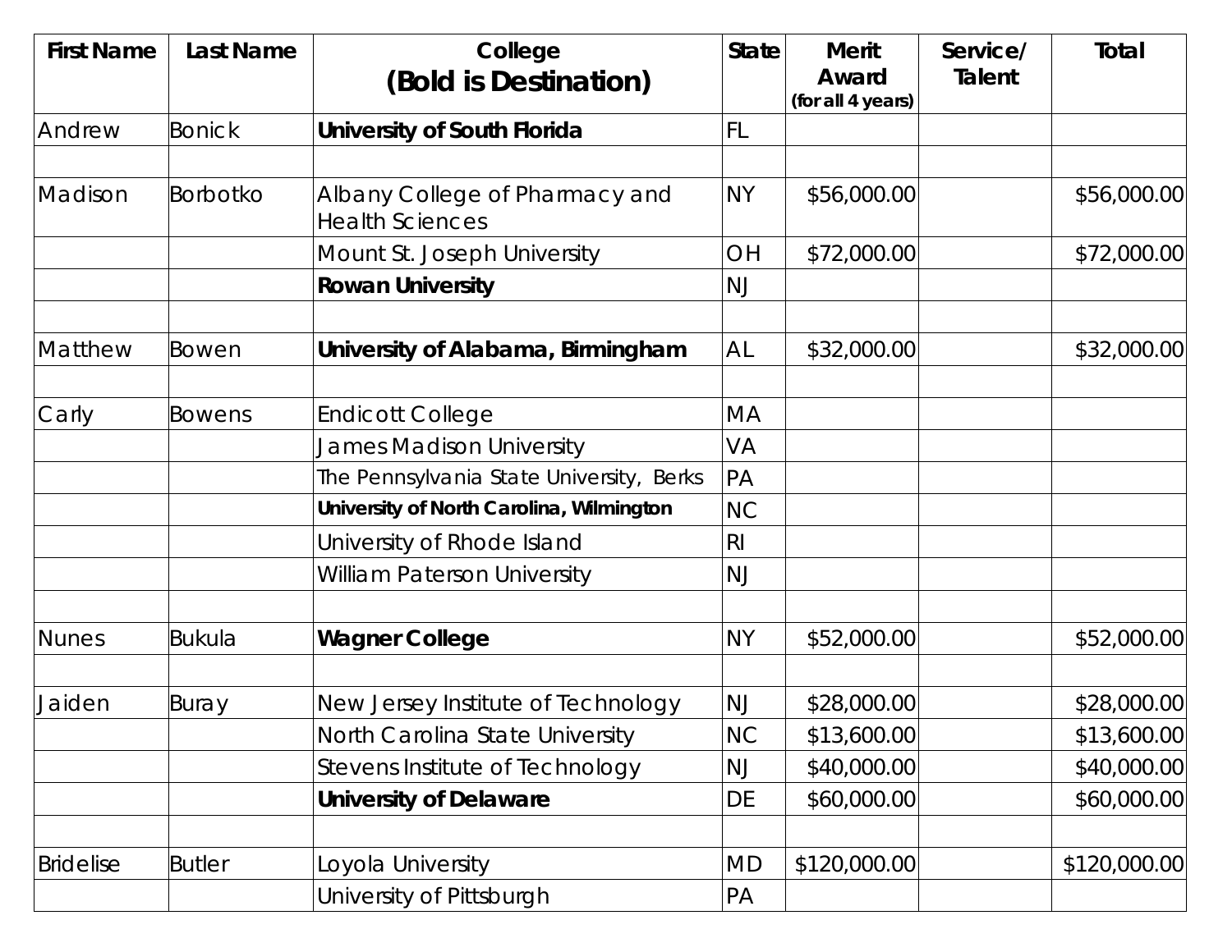| First Name | Last Name | College **(Bold is Destination)** | State | Merit Award (for all 4 years) | Service/ Talent | Total |
|---|---|---|---|---|---|---|
| Andrew | Bonick | **University of South Florida** | FL | | | |
| | | | | | | |
| Madison | Borbotko | Albany College of Pharmacy and Health Sciences | NY | $56,000.00 | | $56,000.00 |
| | | Mount St. Joseph University | OH | $72,000.00 | | $72,000.00 |
| | | **Rowan University** | NJ | | | |
| | | | | | | |
| Matthew | Bowen | **University of Alabama, Birmingham** | AL | $32,000.00 | | $32,000.00 |
| | | | | | | |
| Carly | Bowens | Endicott College | MA | | | |
| | | James Madison University | VA | | | |
| | | The Pennsylvania State University, Berks | PA | | | |
| | | **University of North Carolina, Wilmington** | NC | | | |
| | | University of Rhode Island | RI | | | |
| | | William Paterson University | NJ | | | |
| | | | | | | |
| Nunes | Bukula | **Wagner College** | NY | $52,000.00 | | $52,000.00 |
| | | | | | | |
| Jaiden | Buray | New Jersey Institute of Technology | NJ | $28,000.00 | | $28,000.00 |
| | | North Carolina State University | NC | $13,600.00 | | $13,600.00 |
| | | Stevens Institute of Technology | NJ | $40,000.00 | | $40,000.00 |
| | | **University of Delaware** | DE | $60,000.00 | | $60,000.00 |
| | | | | | | |
| Bridelise | Butler | Loyola University | MD | $120,000.00 | | $120,000.00 |
| | | University of Pittsburgh | PA | | | |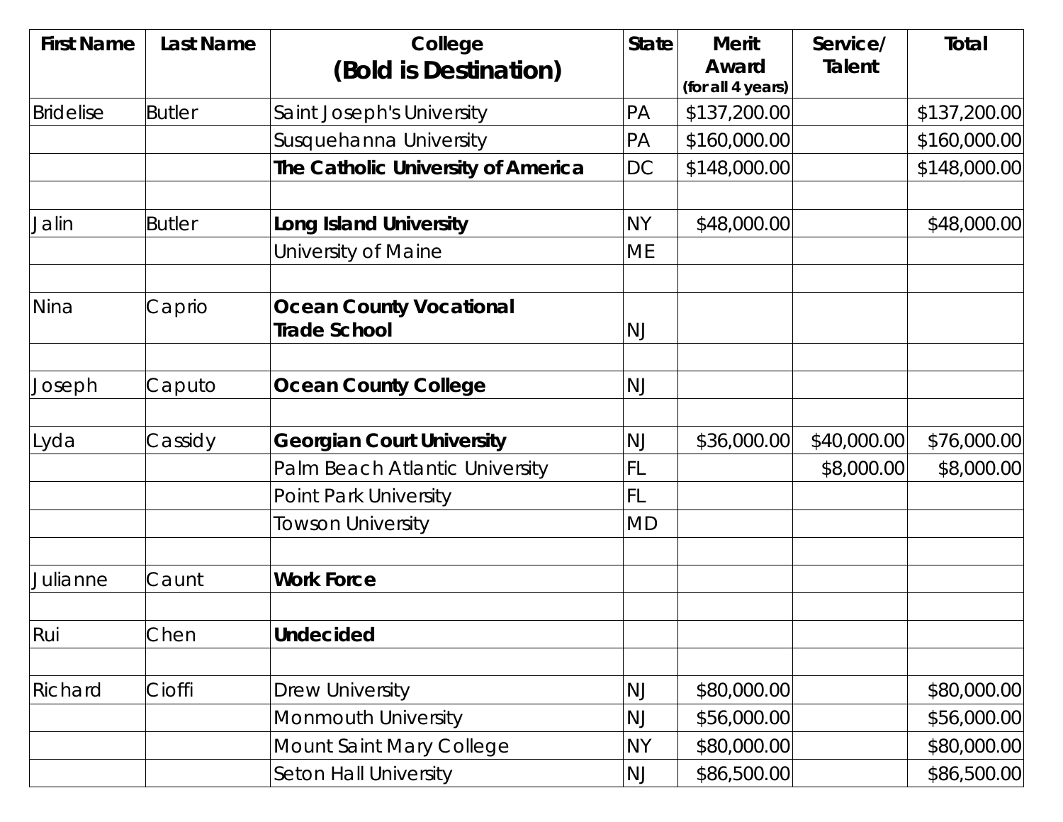| First Name | Last Name | College **(Bold is Destination)** | State | Merit Award (for all 4 years) | Service/ Talent | Total |
|---|---|---|---|---|---|---|
| Bridelise | Butler | Saint Joseph's University | PA | $137,200.00 | | $137,200.00 |
| | | Susquehanna University | PA | $160,000.00 | | $160,000.00 |
| | | **The Catholic University of America** | DC | $148,000.00 | | $148,000.00 |
| | | | | | | |
| Jalin | Butler | **Long Island University** | NY | $48,000.00 | | $48,000.00 |
| | | University of Maine | ME | | | |
| | | | | | | |
| Nina | Caprio | **Ocean County Vocational Trade School** | NJ | | | |
| | | | | | | |
| Joseph | Caputo | **Ocean County College** | NJ | | | |
| | | | | | | |
| Lyda | Cassidy | **Georgian Court University** | NJ | $36,000.00 | $40,000.00 | $76,000.00 |
| | | Palm Beach Atlantic University | FL | | $8,000.00 | $8,000.00 |
| | | Point Park University | FL | | | |
| | | Towson University | MD | | | |
| | | | | | | |
| Julianne | Caunt | **Work Force** | | | | |
| | | | | | | |
| Rui | Chen | **Undecided** | | | | |
| | | | | | | |
| Richard | Cioffi | Drew University | NJ | $80,000.00 | | $80,000.00 |
| | | Monmouth University | NJ | $56,000.00 | | $56,000.00 |
| | | Mount Saint Mary College | NY | $80,000.00 | | $80,000.00 |
| | | Seton Hall University | NJ | $86,500.00 | | $86,500.00 |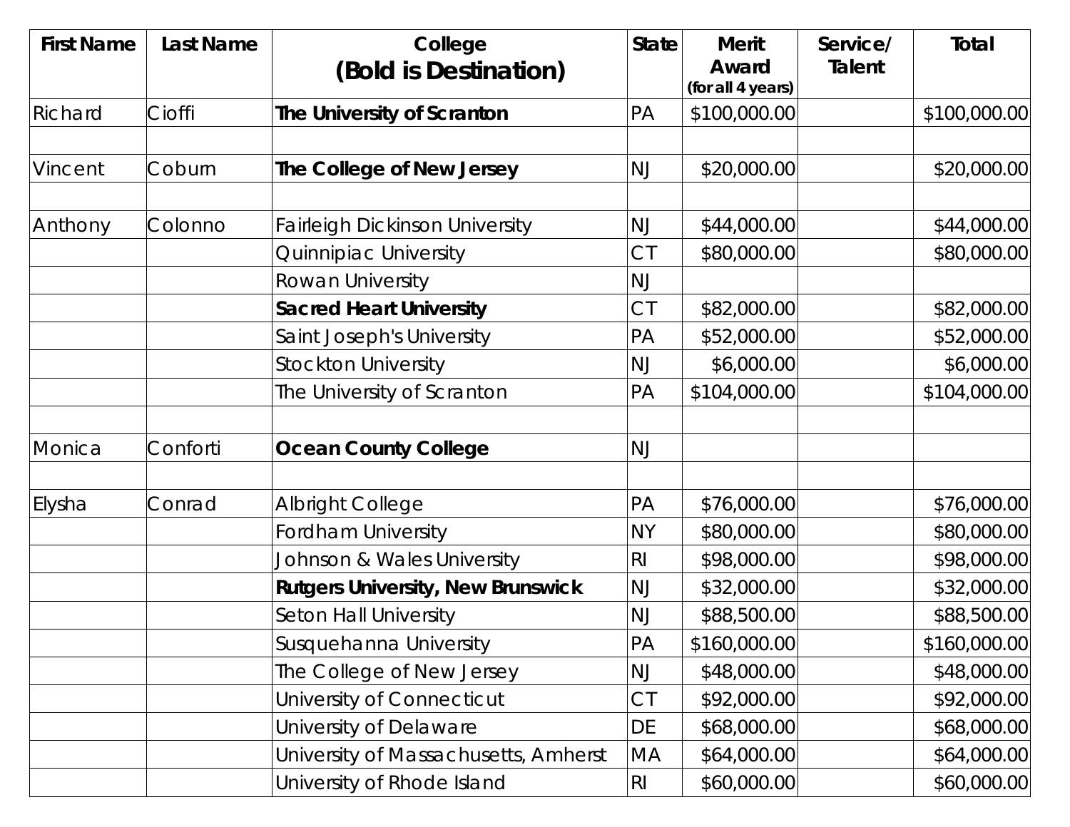| First Name | Last Name | College (Bold is Destination) | State | Merit Award (for all 4 years) | Service/ Talent | Total |
|---|---|---|---|---|---|---|
| Richard | Cioffi | **The University of Scranton** | PA | $100,000.00 | | $100,000.00 |
| | | | | | | |
| Vincent | Coburn | **The College of New Jersey** | NJ | $20,000.00 | | $20,000.00 |
| | | | | | | |
| Anthony | Colonno | Fairleigh Dickinson University | NJ | $44,000.00 | | $44,000.00 |
| | | Quinnipiac University | CT | $80,000.00 | | $80,000.00 |
| | | Rowan University | NJ | | | |
| | | **Sacred Heart University** | CT | $82,000.00 | | $82,000.00 |
| | | Saint Joseph's University | PA | $52,000.00 | | $52,000.00 |
| | | Stockton University | NJ | $6,000.00 | | $6,000.00 |
| | | The University of Scranton | PA | $104,000.00 | | $104,000.00 |
| | | | | | | |
| Monica | Conforti | **Ocean County College** | NJ | | | |
| | | | | | | |
| Elysha | Conrad | Albright College | PA | $76,000.00 | | $76,000.00 |
| | | Fordham University | NY | $80,000.00 | | $80,000.00 |
| | | Johnson & Wales University | RI | $98,000.00 | | $98,000.00 |
| | | **Rutgers University, New Brunswick** | NJ | $32,000.00 | | $32,000.00 |
| | | Seton Hall University | NJ | $88,500.00 | | $88,500.00 |
| | | Susquehanna University | PA | $160,000.00 | | $160,000.00 |
| | | The College of New Jersey | NJ | $48,000.00 | | $48,000.00 |
| | | University of Connecticut | CT | $92,000.00 | | $92,000.00 |
| | | University of Delaware | DE | $68,000.00 | | $68,000.00 |
| | | University of Massachusetts, Amherst | MA | $64,000.00 | | $64,000.00 |
| | | University of Rhode Island | RI | $60,000.00 | | $60,000.00 |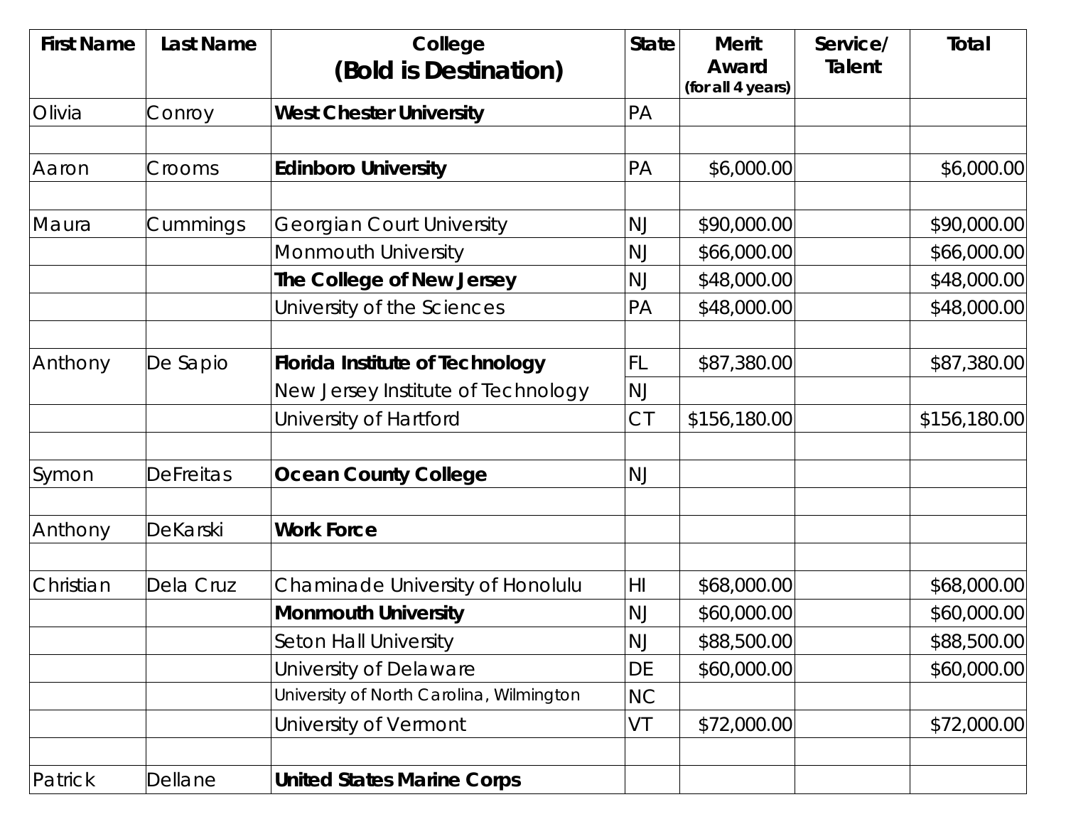| First Name | Last Name | College (Bold is Destination) | State | Merit Award (for all 4 years) | Service/ Talent | Total |
|---|---|---|---|---|---|---|
| Olivia | Conroy | **West Chester University** | PA | | | |
| | | | | | | |
| Aaron | Crooms | **Edinboro University** | PA | $6,000.00 | | $6,000.00 |
| | | | | | | |
| Maura | Cummings | Georgian Court University | NJ | $90,000.00 | | $90,000.00 |
| | | Monmouth University | NJ | $66,000.00 | | $66,000.00 |
| | | **The College of New Jersey** | NJ | $48,000.00 | | $48,000.00 |
| | | University of the Sciences | PA | $48,000.00 | | $48,000.00 |
| | | | | | | |
| Anthony | De Sapio | **Florida Institute of Technology** | FL | $87,380.00 | | $87,380.00 |
| | | New Jersey Institute of Technology | NJ | | | |
| | | University of Hartford | CT | $156,180.00 | | $156,180.00 |
| | | | | | | |
| Symon | DeFreitas | **Ocean County College** | NJ | | | |
| | | | | | | |
| Anthony | DeKarski | **Work Force** | | | | |
| | | | | | | |
| Christian | Dela Cruz | Chaminade University of Honolulu | HI | $68,000.00 | | $68,000.00 |
| | | **Monmouth University** | NJ | $60,000.00 | | $60,000.00 |
| | | Seton Hall University | NJ | $88,500.00 | | $88,500.00 |
| | | University of Delaware | DE | $60,000.00 | | $60,000.00 |
| | | University of North Carolina, Wilmington | NC | | | |
| | | University of Vermont | VT | $72,000.00 | | $72,000.00 |
| | | | | | | |
| Patrick | Dellane | **United States Marine Corps** | | | | |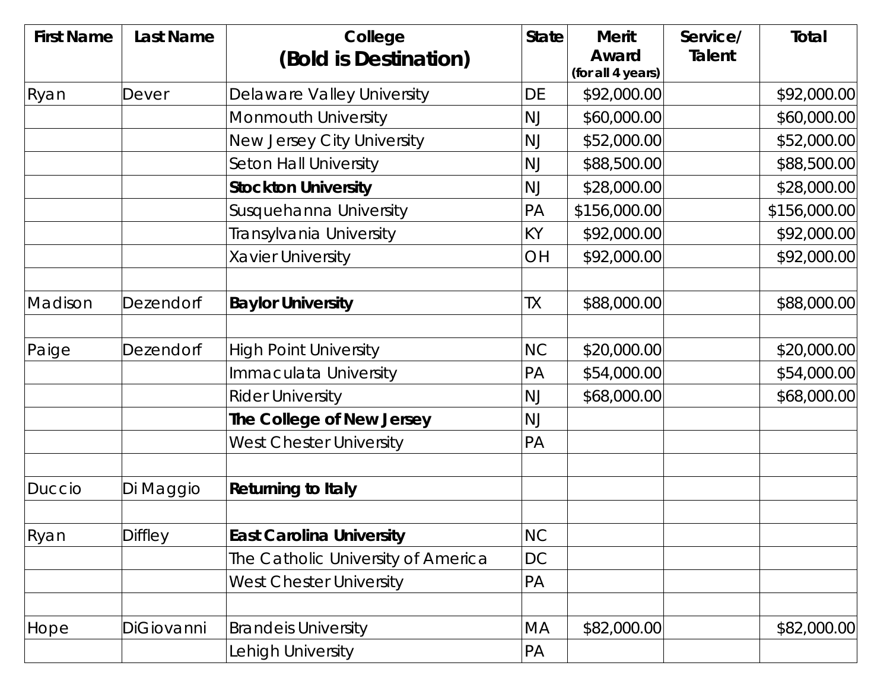| First Name | Last Name | College<br>**(Bold is Destination)** | State | Merit Award (for all 4 years) | Service/ Talent | Total |
|---|---|---|---|---|---|---|
| Ryan | Dever | Delaware Valley University | DE | $92,000.00 | | $92,000.00 |
| | | Monmouth University | NJ | $60,000.00 | | $60,000.00 |
| | | New Jersey City University | NJ | $52,000.00 | | $52,000.00 |
| | | Seton Hall University | NJ | $88,500.00 | | $88,500.00 |
| | | **Stockton University** | NJ | $28,000.00 | | $28,000.00 |
| | | Susquehanna University | PA | $156,000.00 | | $156,000.00 |
| | | Transylvania University | KY | $92,000.00 | | $92,000.00 |
| | | Xavier University | OH | $92,000.00 | | $92,000.00 |
| | | | | | | |
| Madison | Dezendorf | **Baylor University** | TX | $88,000.00 | | $88,000.00 |
| | | | | | | |
| Paige | Dezendorf | High Point University | NC | $20,000.00 | | $20,000.00 |
| | | Immaculata University | PA | $54,000.00 | | $54,000.00 |
| | | Rider University | NJ | $68,000.00 | | $68,000.00 |
| | | **The College of New Jersey** | NJ | | | |
| | | West Chester University | PA | | | |
| | | | | | | |
| Duccio | Di Maggio | **Returning to Italy** | | | | |
| | | | | | | |
| Ryan | Diffley | **East Carolina University** | NC | | | |
| | | The Catholic University of America | DC | | | |
| | | West Chester University | PA | | | |
| | | | | | | |
| Hope | DiGiovanni | Brandeis University | MA | $82,000.00 | | $82,000.00 |
| | | Lehigh University | PA | | | |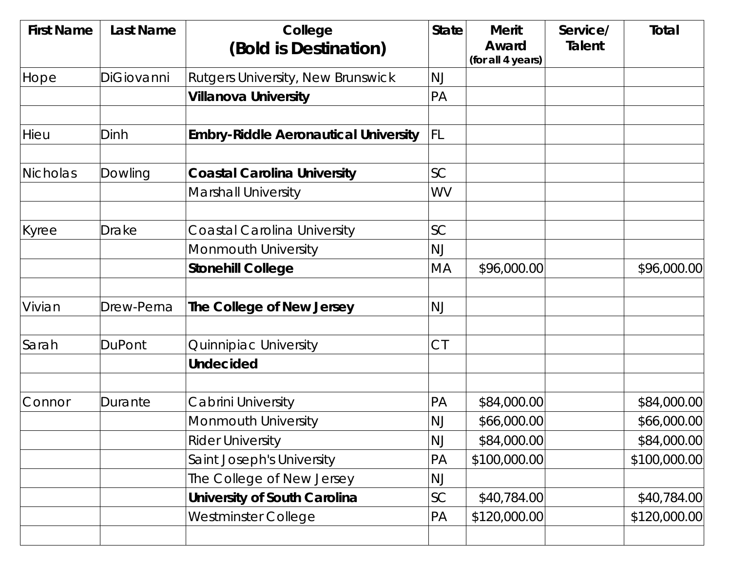| First Name | Last Name | College **(Bold is Destination)** | State | Merit Award (for all 4 years) | Service/ Talent | Total |
|---|---|---|---|---|---|---|
| Hope | DiGiovanni | Rutgers University, New Brunswick | NJ | | | |
| | | **Villanova University** | PA | | | |
| | | | | | | |
| Hieu | Dinh | **Embry-Riddle Aeronautical University** | FL | | | |
| | | | | | | |
| Nicholas | Dowling | **Coastal Carolina University** | SC | | | |
| | | Marshall University | WV | | | |
| | | | | | | |
| Kyree | Drake | Coastal Carolina University | SC | | | |
| | | Monmouth University | NJ | | | |
| | | **Stonehill College** | MA | $96,000.00 | | $96,000.00 |
| | | | | | | |
| Vivian | Drew-Perna | **The College of New Jersey** | NJ | | | |
| | | | | | | |
| Sarah | DuPont | Quinnipiac University | CT | | | |
| | | **Undecided** | | | | |
| | | | | | | |
| Connor | Durante | Cabrini University | PA | $84,000.00 | | $84,000.00 |
| | | Monmouth University | NJ | $66,000.00 | | $66,000.00 |
| | | Rider University | NJ | $84,000.00 | | $84,000.00 |
| | | Saint Joseph's University | PA | $100,000.00 | | $100,000.00 |
| | | The College of New Jersey | NJ | | | |
| | | **University of South Carolina** | SC | $40,784.00 | | $40,784.00 |
| | | Westminster College | PA | $120,000.00 | | $120,000.00 |
| | | | | | | |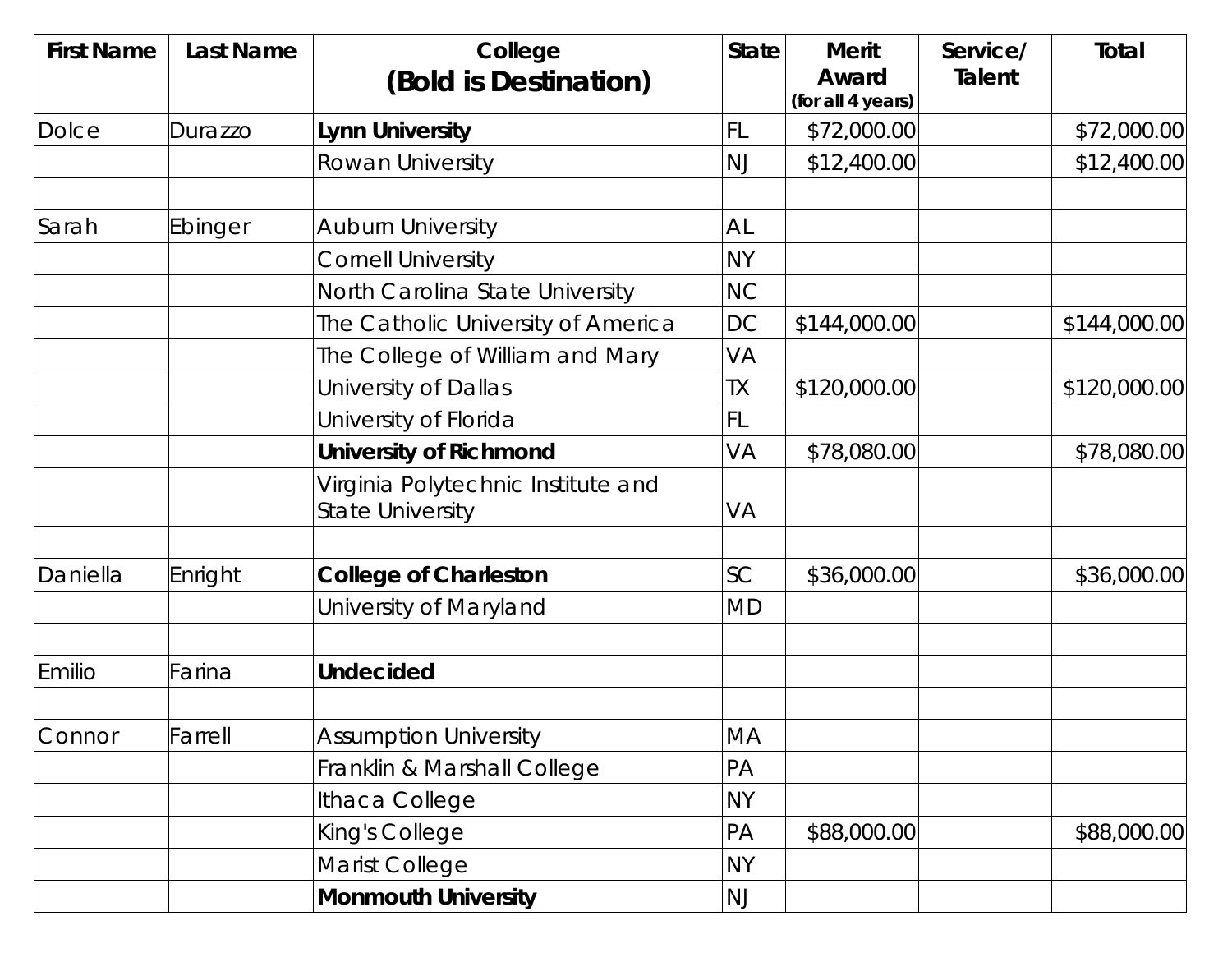| First Name | Last Name | College (Bold is Destination) | State | Merit Award (for all 4 years) | Service/ Talent | Total |
|---|---|---|---|---|---|---|
| Dolce | Durazzo | **Lynn University** | FL | $72,000.00 | | $72,000.00 |
| | | Rowan University | NJ | $12,400.00 | | $12,400.00 |
| | | | | | | |
| Sarah | Ebinger | Auburn University | AL | | | |
| | | Cornell University | NY | | | |
| | | North Carolina State University | NC | | | |
| | | The Catholic University of America | DC | $144,000.00 | | $144,000.00 |
| | | The College of William and Mary | VA | | | |
| | | University of Dallas | TX | $120,000.00 | | $120,000.00 |
| | | University of Florida | FL | | | |
| | | **University of Richmond** | VA | $78,080.00 | | $78,080.00 |
| | | Virginia Polytechnic Institute and State University | VA | | | |
| | | | | | | |
| Daniella | Enright | **College of Charleston** | SC | $36,000.00 | | $36,000.00 |
| | | University of Maryland | MD | | | |
| | | | | | | |
| Emilio | Farina | **Undecided** | | | | |
| | | | | | | |
| Connor | Farrell | Assumption University | MA | | | |
| | | Franklin & Marshall College | PA | | | |
| | | Ithaca College | NY | | | |
| | | King's College | PA | $88,000.00 | | $88,000.00 |
| | | Marist College | NY | | | |
| | | **Monmouth University** | NJ | | | |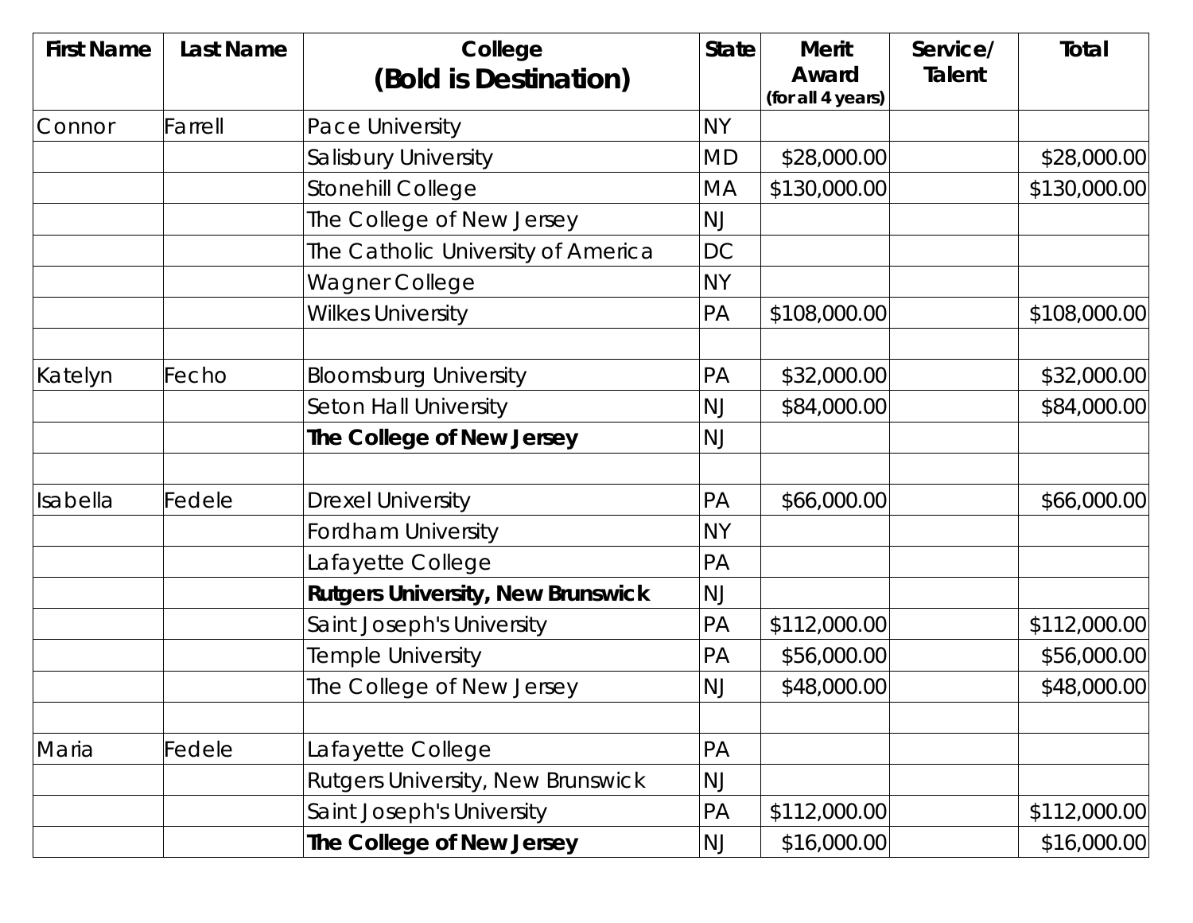| First Name | Last Name | College (Bold is Destination) | State | Merit Award (for all 4 years) | Service/ Talent | Total |
|---|---|---|---|---|---|---|
| Connor | Farrell | Pace University | NY | | | |
| | | Salisbury University | MD | $28,000.00 | | $28,000.00 |
| | | Stonehill College | MA | $130,000.00 | | $130,000.00 |
| | | The College of New Jersey | NJ | | | |
| | | The Catholic University of America | DC | | | |
| | | Wagner College | NY | | | |
| | | Wilkes University | PA | $108,000.00 | | $108,000.00 |
| | | | | | | |
| Katelyn | Fecho | Bloomsburg University | PA | $32,000.00 | | $32,000.00 |
| | | Seton Hall University | NJ | $84,000.00 | | $84,000.00 |
| | | **The College of New Jersey** | NJ | | | |
| | | | | | | |
| Isabella | Fedele | Drexel University | PA | $66,000.00 | | $66,000.00 |
| | | Fordham University | NY | | | |
| | | Lafayette College | PA | | | |
| | | **Rutgers University, New Brunswick** | NJ | | | |
| | | Saint Joseph's University | PA | $112,000.00 | | $112,000.00 |
| | | Temple University | PA | $56,000.00 | | $56,000.00 |
| | | The College of New Jersey | NJ | $48,000.00 | | $48,000.00 |
| | | | | | | |
| Maria | Fedele | Lafayette College | PA | | | |
| | | Rutgers University, New Brunswick | NJ | | | |
| | | Saint Joseph's University | PA | $112,000.00 | | $112,000.00 |
| | | **The College of New Jersey** | NJ | $16,000.00 | | $16,000.00 |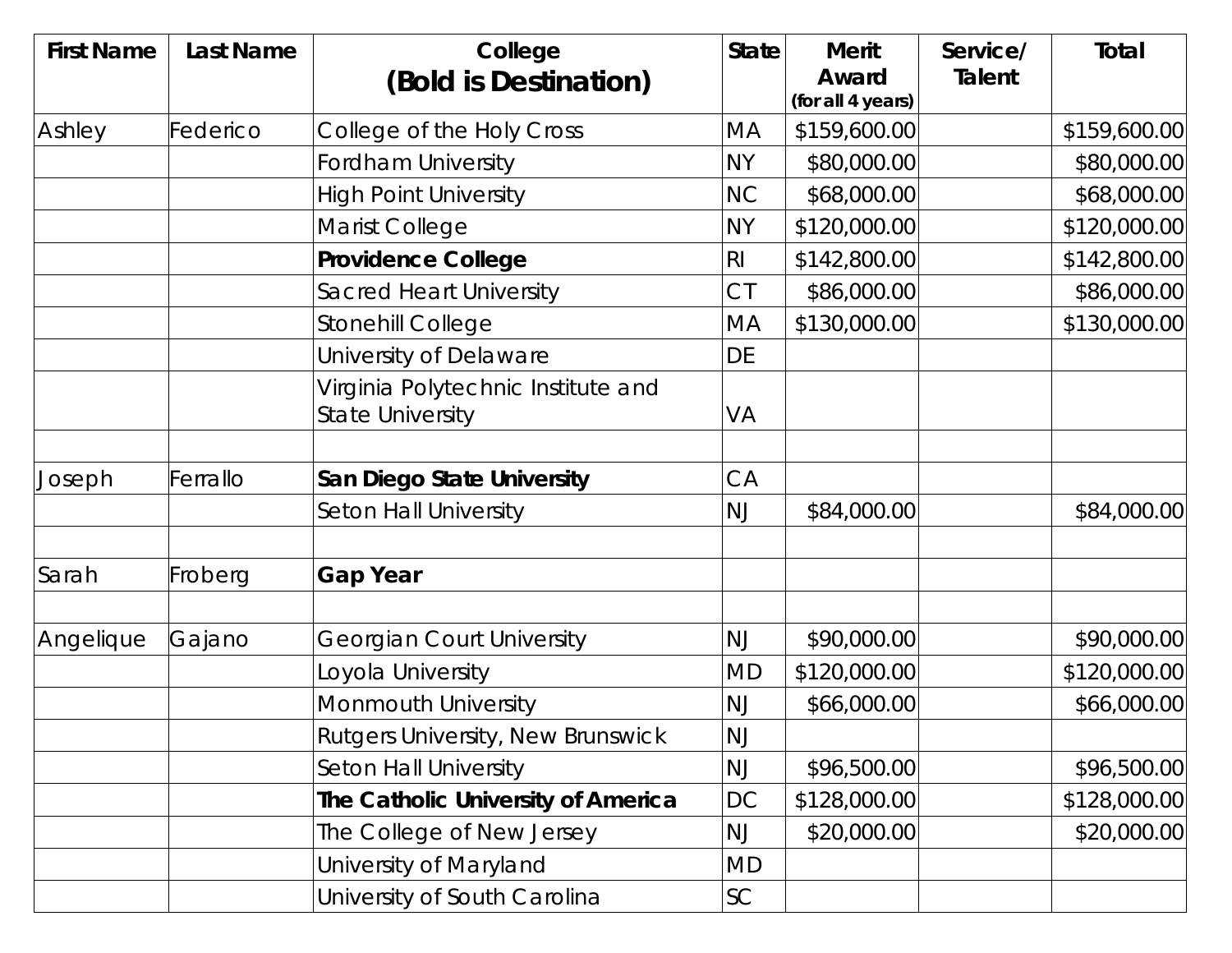| First Name | Last Name | College **(Bold is Destination)** | State | Merit Award (for all 4 years) | Service/ Talent | Total |
|---|---|---|---|---|---|---|
| Ashley | Federico | College of the Holy Cross | MA | $159,600.00 | | $159,600.00 |
| | | Fordham University | NY | $80,000.00 | | $80,000.00 |
| | | High Point University | NC | $68,000.00 | | $68,000.00 |
| | | Marist College | NY | $120,000.00 | | $120,000.00 |
| | | **Providence College** | RI | $142,800.00 | | $142,800.00 |
| | | Sacred Heart University | CT | $86,000.00 | | $86,000.00 |
| | | Stonehill College | MA | $130,000.00 | | $130,000.00 |
| | | University of Delaware | DE | | | |
| | | Virginia Polytechnic Institute and State University | VA | | | |
| | | | | | | |
| Joseph | Ferrallo | **San Diego State University** | CA | | | |
| | | Seton Hall University | NJ | $84,000.00 | | $84,000.00 |
| | | | | | | |
| Sarah | Froberg | **Gap Year** | | | | |
| | | | | | | |
| Angelique | Gajano | Georgian Court University | NJ | $90,000.00 | | $90,000.00 |
| | | Loyola University | MD | $120,000.00 | | $120,000.00 |
| | | Monmouth University | NJ | $66,000.00 | | $66,000.00 |
| | | Rutgers University, New Brunswick | NJ | | | |
| | | Seton Hall University | NJ | $96,500.00 | | $96,500.00 |
| | | **The Catholic University of America** | DC | $128,000.00 | | $128,000.00 |
| | | The College of New Jersey | NJ | $20,000.00 | | $20,000.00 |
| | | University of Maryland | MD | | | |
| | | University of South Carolina | SC | | | |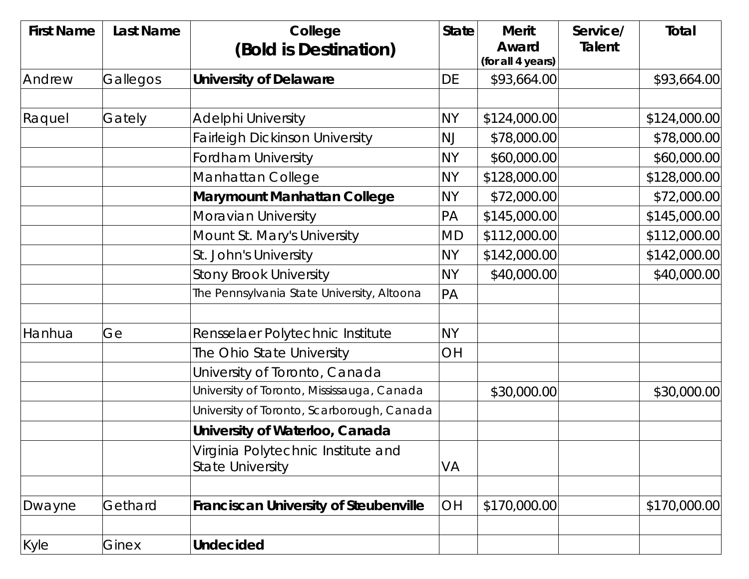| First Name | Last Name | College **(Bold is Destination)** | State | Merit Award (for all 4 years) | Service/ Talent | Total |
|---|---|---|---|---|---|---|
| Andrew | Gallegos | **University of Delaware** | DE | $93,664.00 | | $93,664.00 |
| | | | | | | |
| Raquel | Gately | Adelphi University | NY | $124,000.00 | | $124,000.00 |
| | | Fairleigh Dickinson University | NJ | $78,000.00 | | $78,000.00 |
| | | Fordham University | NY | $60,000.00 | | $60,000.00 |
| | | Manhattan College | NY | $128,000.00 | | $128,000.00 |
| | | **Marymount Manhattan College** | NY | $72,000.00 | | $72,000.00 |
| | | Moravian University | PA | $145,000.00 | | $145,000.00 |
| | | Mount St. Mary's University | MD | $112,000.00 | | $112,000.00 |
| | | St. John's University | NY | $142,000.00 | | $142,000.00 |
| | | Stony Brook University | NY | $40,000.00 | | $40,000.00 |
| | | The Pennsylvania State University, Altoona | PA | | | |
| | | | | | | |
| Hanhua | Ge | Rensselaer Polytechnic Institute | NY | | | |
| | | The Ohio State University | OH | | | |
| | | University of Toronto, Canada | | | | |
| | | University of Toronto, Mississauga, Canada | | $30,000.00 | | $30,000.00 |
| | | University of Toronto, Scarborough, Canada | | | | |
| | | **University of Waterloo, Canada** | | | | |
| | | Virginia Polytechnic Institute and State University | VA | | | |
| | | | | | | |
| Dwayne | Gethard | **Franciscan University of Steubenville** | OH | $170,000.00 | | $170,000.00 |
| | | | | | | |
| Kyle | Ginex | **Undecided** | | | | |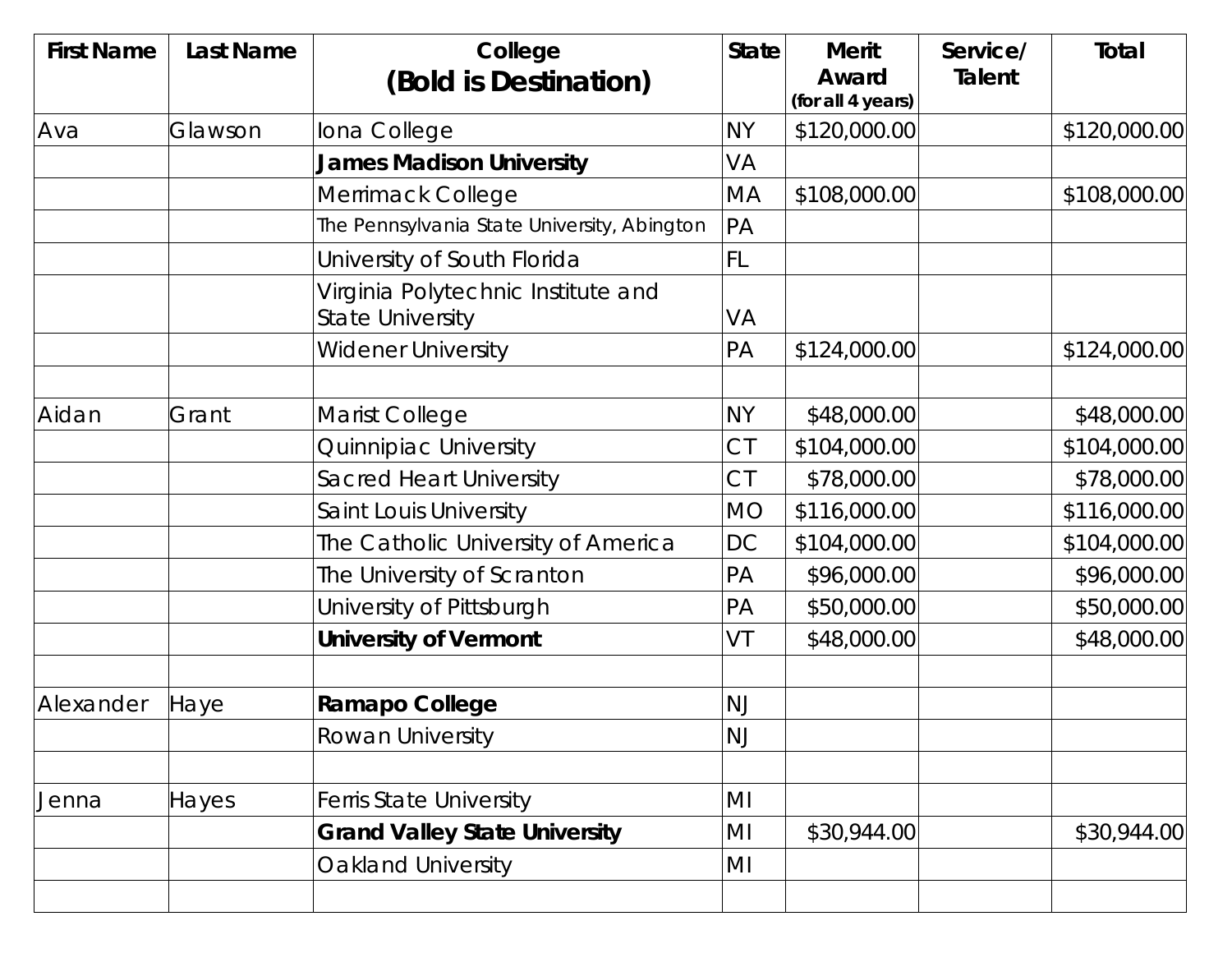| First Name | Last Name | College **(Bold is Destination)** | State | Merit Award (for all 4 years) | Service/ Talent | Total |
|---|---|---|---|---|---|---|
| Ava | Glawson | Iona College | NY | $120,000.00 | | $120,000.00 |
| | | **James Madison University** | VA | | | |
| | | Merrimack College | MA | $108,000.00 | | $108,000.00 |
| | | The Pennsylvania State University, Abington | PA | | | |
| | | University of South Florida | FL | | | |
| | | Virginia Polytechnic Institute and State University | VA | | | |
| | | Widener University | PA | $124,000.00 | | $124,000.00 |
| | | | | | | |
| Aidan | Grant | Marist College | NY | $48,000.00 | | $48,000.00 |
| | | Quinnipiac University | CT | $104,000.00 | | $104,000.00 |
| | | Sacred Heart University | CT | $78,000.00 | | $78,000.00 |
| | | Saint Louis University | MO | $116,000.00 | | $116,000.00 |
| | | The Catholic University of America | DC | $104,000.00 | | $104,000.00 |
| | | The University of Scranton | PA | $96,000.00 | | $96,000.00 |
| | | University of Pittsburgh | PA | $50,000.00 | | $50,000.00 |
| | | **University of Vermont** | VT | $48,000.00 | | $48,000.00 |
| | | | | | | |
| Alexander | Haye | **Ramapo College** | NJ | | | |
| | | Rowan University | NJ | | | |
| | | | | | | |
| Jenna | Hayes | Ferris State University | MI | | | |
| | | **Grand Valley State University** | MI | $30,944.00 | | $30,944.00 |
| | | Oakland University | MI | | | |
| | | | | | | |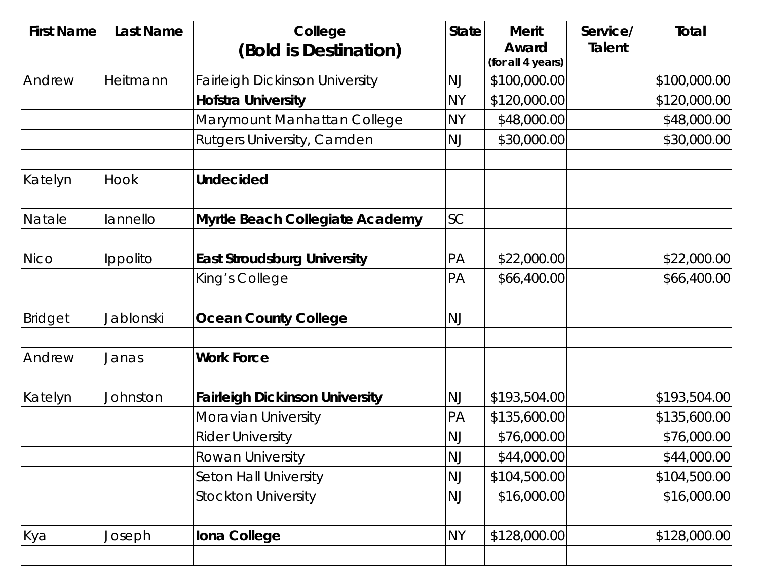| First Name | Last Name | College **(Bold is Destination)** | State | Merit Award (for all 4 years) | Service/ Talent | Total |
|---|---|---|---|---|---|---|
| Andrew | Heitmann | Fairleigh Dickinson University | NJ | $100,000.00 | | $100,000.00 |
| | | **Hofstra University** | NY | $120,000.00 | | $120,000.00 |
| | | Marymount Manhattan College | NY | $48,000.00 | | $48,000.00 |
| | | Rutgers University, Camden | NJ | $30,000.00 | | $30,000.00 |
| | | | | | | |
| Katelyn | Hook | **Undecided** | | | | |
| | | | | | | |
| Natale | Iannello | **Myrtle Beach Collegiate Academy** | SC | | | |
| | | | | | | |
| Nico | Ippolito | **East Stroudsburg University** | PA | $22,000.00 | | $22,000.00 |
| | | King's College | PA | $66,400.00 | | $66,400.00 |
| | | | | | | |
| Bridget | Jablonski | **Ocean County College** | NJ | | | |
| | | | | | | |
| Andrew | Janas | **Work Force** | | | | |
| | | | | | | |
| Katelyn | Johnston | **Fairleigh Dickinson University** | NJ | $193,504.00 | | $193,504.00 |
| | | Moravian University | PA | $135,600.00 | | $135,600.00 |
| | | Rider University | NJ | $76,000.00 | | $76,000.00 |
| | | Rowan University | NJ | $44,000.00 | | $44,000.00 |
| | | Seton Hall University | NJ | $104,500.00 | | $104,500.00 |
| | | Stockton University | NJ | $16,000.00 | | $16,000.00 |
| | | | | | | |
| Kya | Joseph | **Iona College** | NY | $128,000.00 | | $128,000.00 |
| | | | | | | |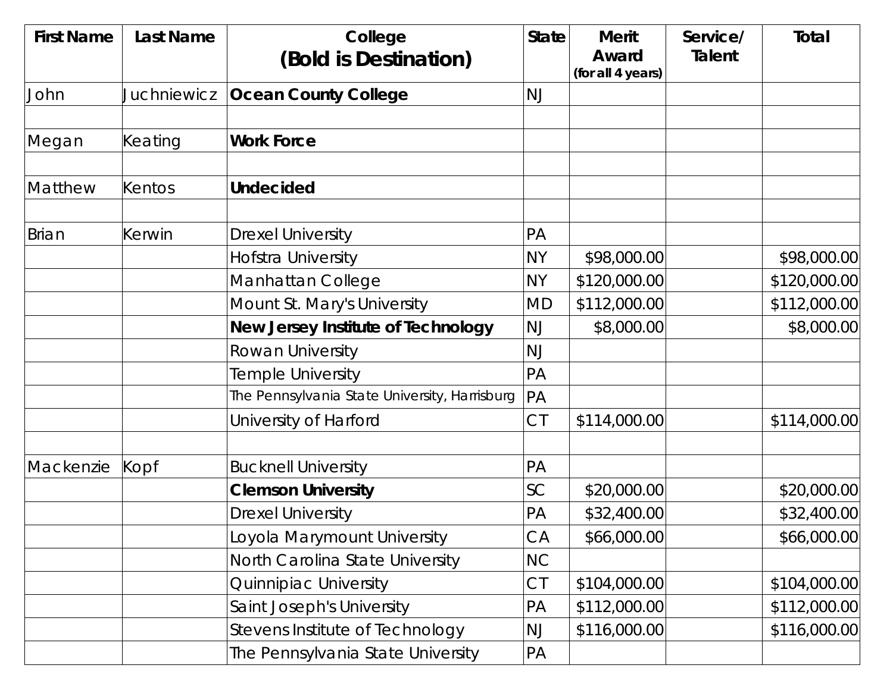| First Name | Last Name | College **(Bold is Destination)** | State | Merit Award (for all 4 years) | Service/ Talent | Total |
|---|---|---|---|---|---|---|
| John | Juchniewicz | **Ocean County College** | NJ | | | |
| | | | | | | |
| Megan | Keating | **Work Force** | | | | |
| | | | | | | |
| Matthew | Kentos | **Undecided** | | | | |
| | | | | | | |
| Brian | Kerwin | Drexel University | PA | | | |
| | | Hofstra University | NY | $98,000.00 | | $98,000.00 |
| | | Manhattan College | NY | $120,000.00 | | $120,000.00 |
| | | Mount St. Mary's University | MD | $112,000.00 | | $112,000.00 |
| | | **New Jersey Institute of Technology** | NJ | $8,000.00 | | $8,000.00 |
| | | Rowan University | NJ | | | |
| | | Temple University | PA | | | |
| | | The Pennsylvania State University, Harrisburg | PA | | | |
| | | University of Harford | CT | $114,000.00 | | $114,000.00 |
| | | | | | | |
| Mackenzie | Kopf | Bucknell University | PA | | | |
| | | **Clemson University** | SC | $20,000.00 | | $20,000.00 |
| | | Drexel University | PA | $32,400.00 | | $32,400.00 |
| | | Loyola Marymount University | CA | $66,000.00 | | $66,000.00 |
| | | North Carolina State University | NC | | | |
| | | Quinnipiac University | CT | $104,000.00 | | $104,000.00 |
| | | Saint Joseph's University | PA | $112,000.00 | | $112,000.00 |
| | | Stevens Institute of Technology | NJ | $116,000.00 | | $116,000.00 |
| | | The Pennsylvania State University | PA | | | |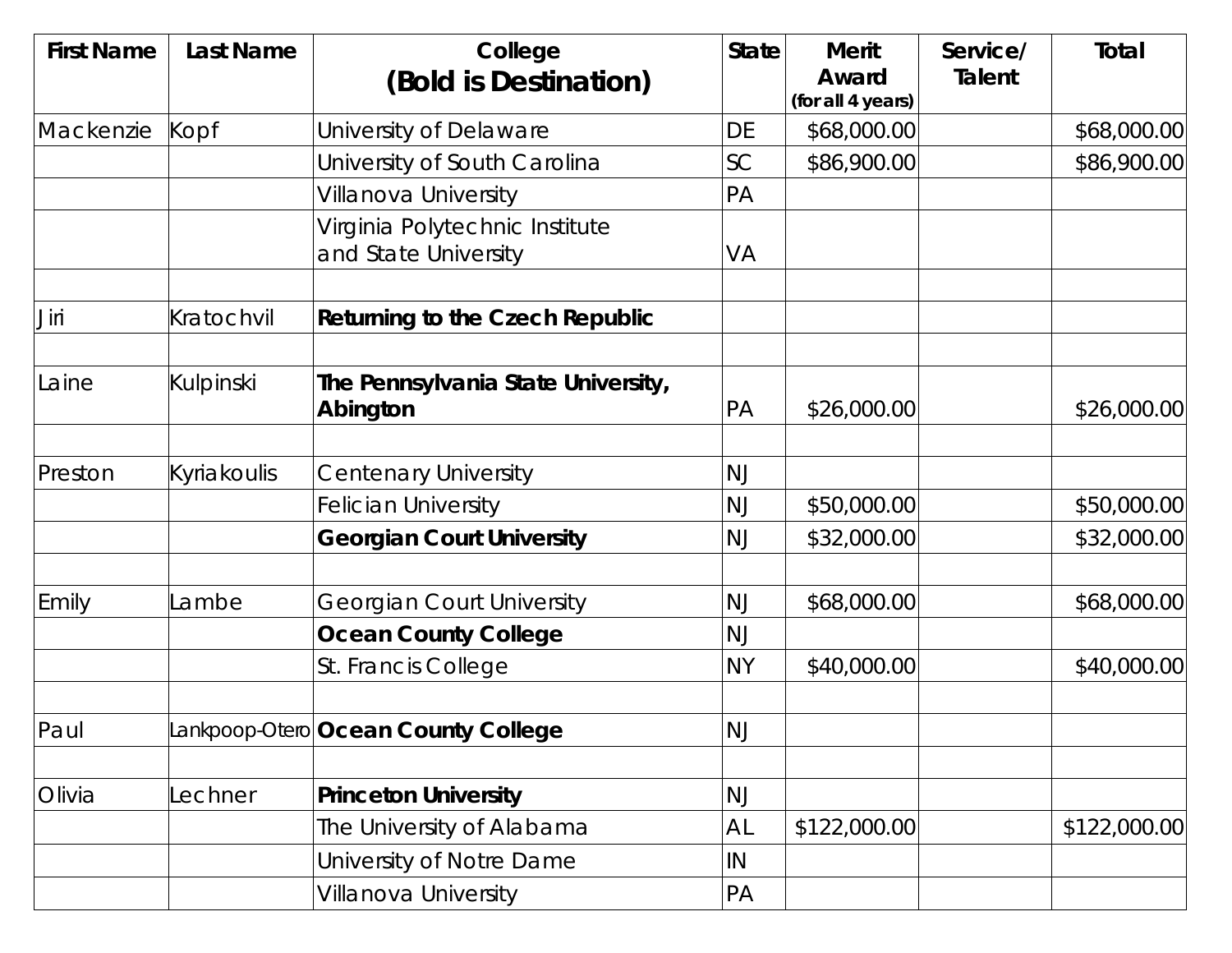| First Name | Last Name | College **(Bold is Destination)** | State | Merit Award (for all 4 years) | Service/ Talent | Total |
|---|---|---|---|---|---|---|
| Mackenzie | Kopf | University of Delaware | DE | $68,000.00 | | $68,000.00 |
| | | University of South Carolina | SC | $86,900.00 | | $86,900.00 |
| | | Villanova University | PA | | | |
| | | Virginia Polytechnic Institute and State University | VA | | | |
| | | | | | | |
| Jiri | Kratochvil | **Returning to the Czech Republic** | | | | |
| | | | | | | |
| Laine | Kulpinski | **The Pennsylvania State University, Abington** | PA | $26,000.00 | | $26,000.00 |
| | | | | | | |
| Preston | Kyriakoulis | Centenary University | NJ | | | |
| | | Felician University | NJ | $50,000.00 | | $50,000.00 |
| | | **Georgian Court University** | NJ | $32,000.00 | | $32,000.00 |
| | | | | | | |
| Emily | Lambe | Georgian Court University | NJ | $68,000.00 | | $68,000.00 |
| | | **Ocean County College** | NJ | | | |
| | | St. Francis College | NY | $40,000.00 | | $40,000.00 |
| | | | | | | |
| Paul | Lankpoop-Otero | **Ocean County College** | NJ | | | |
| | | | | | | |
| Olivia | Lechner | **Princeton University** | NJ | | | |
| | | The University of Alabama | AL | $122,000.00 | | $122,000.00 |
| | | University of Notre Dame | IN | | | |
| | | Villanova University | PA | | | |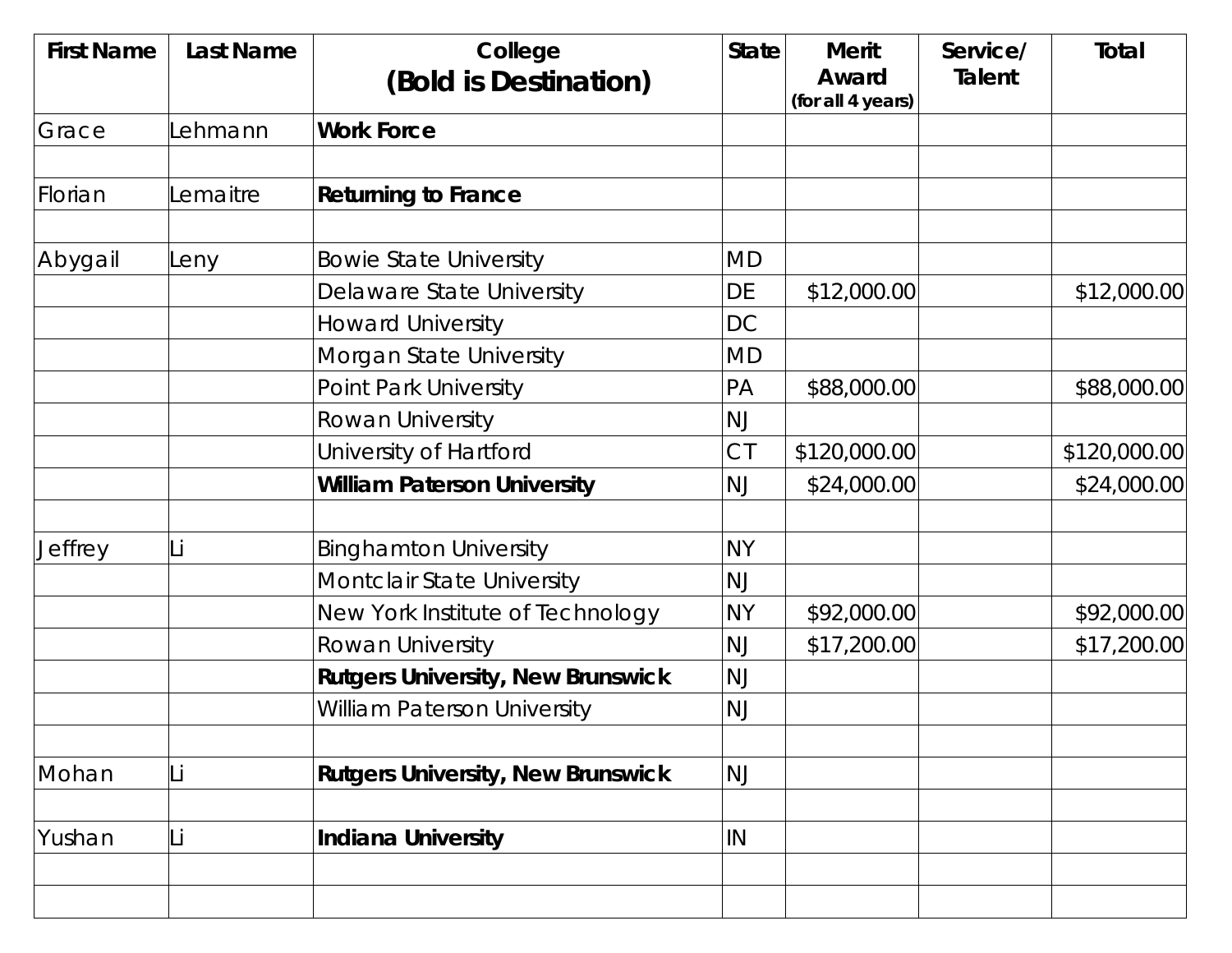| First Name | Last Name | College **(Bold is Destination)** | State | Merit Award (for all 4 years) | Service/ Talent | Total |
|---|---|---|---|---|---|---|
| Grace | Lehmann | **Work Force** | | | | |
| | | | | | | |
| Florian | Lemaitre | **Returning to France** | | | | |
| | | | | | | |
| Abygail | Leny | Bowie State University | MD | | | |
| | | Delaware State University | DE | $12,000.00 | | $12,000.00 |
| | | Howard University | DC | | | |
| | | Morgan State University | MD | | | |
| | | Point Park University | PA | $88,000.00 | | $88,000.00 |
| | | Rowan University | NJ | | | |
| | | University of Hartford | CT | $120,000.00 | | $120,000.00 |
| | | **William Paterson University** | NJ | $24,000.00 | | $24,000.00 |
| | | | | | | |
| Jeffrey | Li | Binghamton University | NY | | | |
| | | Montclair State University | NJ | | | |
| | | New York Institute of Technology | NY | $92,000.00 | | $92,000.00 |
| | | Rowan University | NJ | $17,200.00 | | $17,200.00 |
| | | **Rutgers University, New Brunswick** | NJ | | | |
| | | William Paterson University | NJ | | | |
| | | | | | | |
| Mohan | Li | **Rutgers University, New Brunswick** | NJ | | | |
| | | | | | | |
| Yushan | Li | **Indiana University** | IN | | | |
| | | | | | | |
| | | | | | | |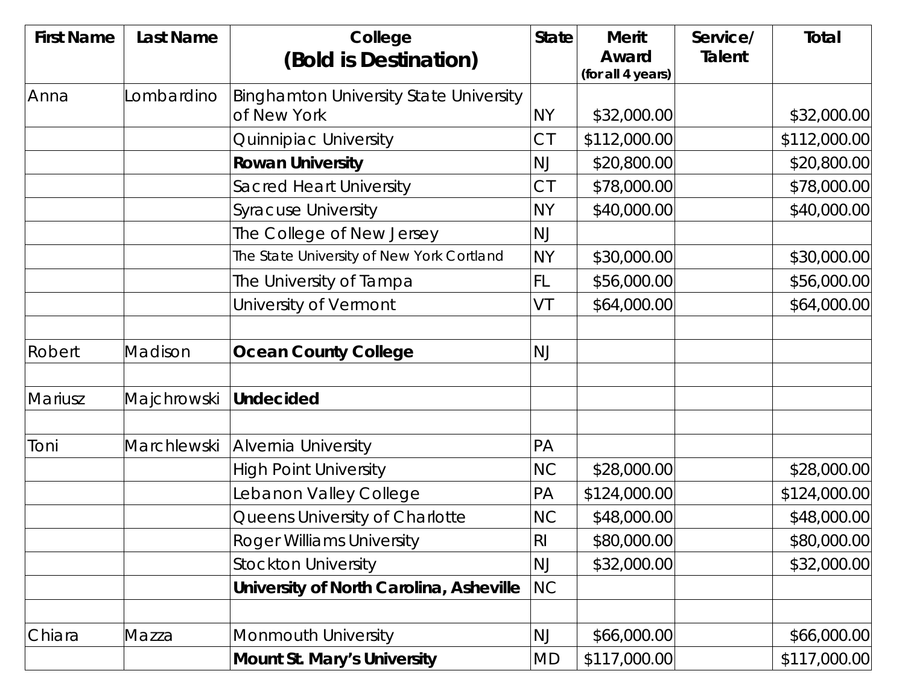| First Name | Last Name | College **(Bold is Destination)** | State | Merit Award (for all 4 years) | Service/ Talent | Total |
|---|---|---|---|---|---|---|
| Anna | Lombardino | Binghamton University State University of New York | NY | $32,000.00 | | $32,000.00 |
| | | Quinnipiac University | CT | $112,000.00 | | $112,000.00 |
| | | **Rowan University** | NJ | $20,800.00 | | $20,800.00 |
| | | Sacred Heart University | CT | $78,000.00 | | $78,000.00 |
| | | Syracuse University | NY | $40,000.00 | | $40,000.00 |
| | | The College of New Jersey | NJ | | | |
| | | The State University of New York Cortland | NY | $30,000.00 | | $30,000.00 |
| | | The University of Tampa | FL | $56,000.00 | | $56,000.00 |
| | | University of Vermont | VT | $64,000.00 | | $64,000.00 |
| | | | | | | |
| Robert | Madison | **Ocean County College** | NJ | | | |
| | | | | | | |
| Mariusz | Majchrowski | **Undecided** | | | | |
| | | | | | | |
| Toni | Marchlewski | Alvernia University | PA | | | |
| | | High Point University | NC | $28,000.00 | | $28,000.00 |
| | | Lebanon Valley College | PA | $124,000.00 | | $124,000.00 |
| | | Queens University of Charlotte | NC | $48,000.00 | | $48,000.00 |
| | | Roger Williams University | RI | $80,000.00 | | $80,000.00 |
| | | Stockton University | NJ | $32,000.00 | | $32,000.00 |
| | | **University of North Carolina, Asheville** | NC | | | |
| | | | | | | |
| Chiara | Mazza | Monmouth University | NJ | $66,000.00 | | $66,000.00 |
| | | **Mount St. Mary's University** | MD | $117,000.00 | | $117,000.00 |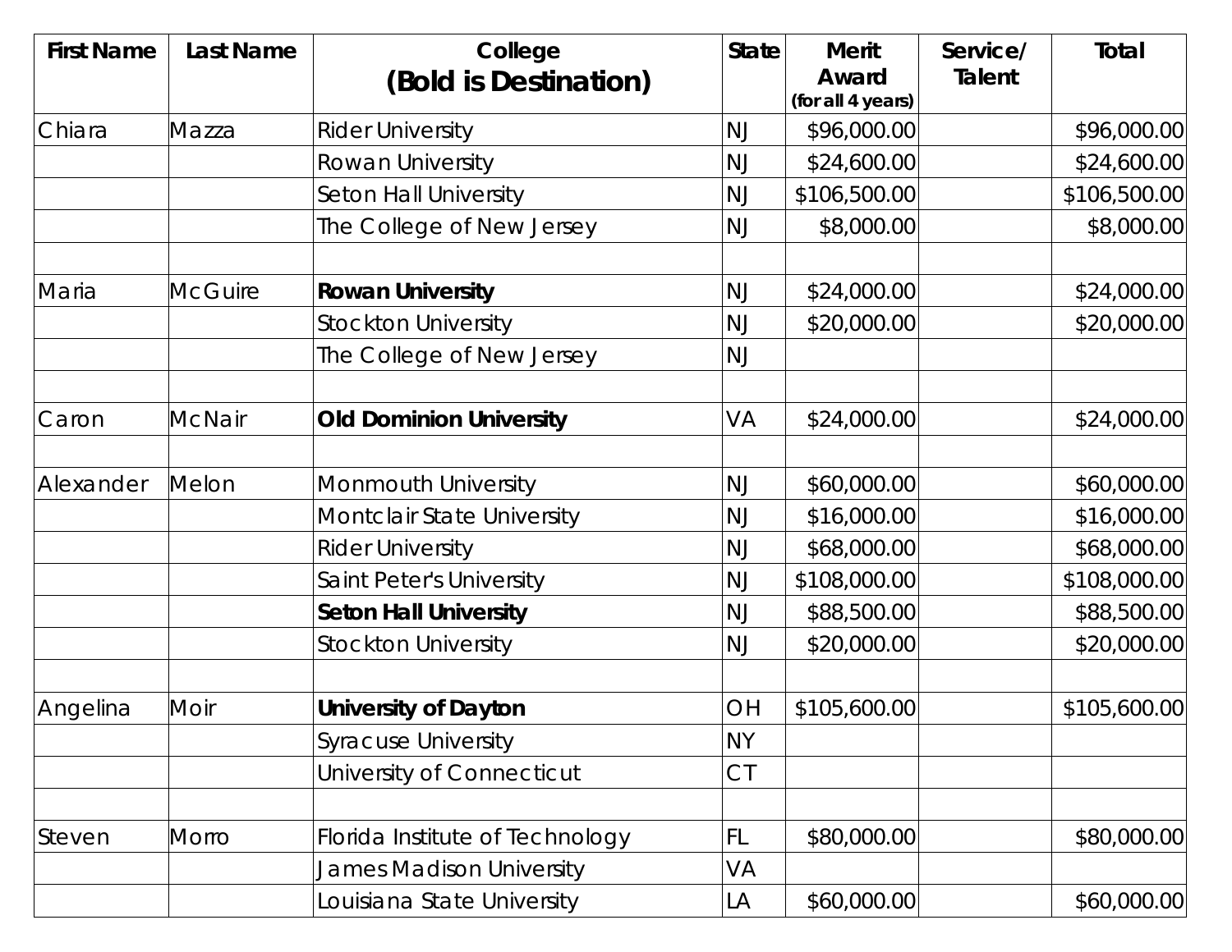| First Name | Last Name | College **(Bold is Destination)** | State | Merit Award (for all 4 years) | Service/ Talent | Total |
|---|---|---|---|---|---|---|
| Chiara | Mazza | Rider University | NJ | $96,000.00 | | $96,000.00 |
| | | Rowan University | NJ | $24,600.00 | | $24,600.00 |
| | | Seton Hall University | NJ | $106,500.00 | | $106,500.00 |
| | | The College of New Jersey | NJ | $8,000.00 | | $8,000.00 |
| | | | | | | |
| Maria | McGuire | **Rowan University** | NJ | $24,000.00 | | $24,000.00 |
| | | Stockton University | NJ | $20,000.00 | | $20,000.00 |
| | | The College of New Jersey | NJ | | | |
| | | | | | | |
| Caron | McNair | **Old Dominion University** | VA | $24,000.00 | | $24,000.00 |
| | | | | | | |
| Alexander | Melon | Monmouth University | NJ | $60,000.00 | | $60,000.00 |
| | | Montclair State University | NJ | $16,000.00 | | $16,000.00 |
| | | Rider University | NJ | $68,000.00 | | $68,000.00 |
| | | Saint Peter's University | NJ | $108,000.00 | | $108,000.00 |
| | | **Seton Hall University** | NJ | $88,500.00 | | $88,500.00 |
| | | Stockton University | NJ | $20,000.00 | | $20,000.00 |
| | | | | | | |
| Angelina | Moir | **University of Dayton** | OH | $105,600.00 | | $105,600.00 |
| | | Syracuse University | NY | | | |
| | | University of Connecticut | CT | | | |
| | | | | | | |
| Steven | Morro | Florida Institute of Technology | FL | $80,000.00 | | $80,000.00 |
| | | James Madison University | VA | | | |
| | | Louisiana State University | LA | $60,000.00 | | $60,000.00 |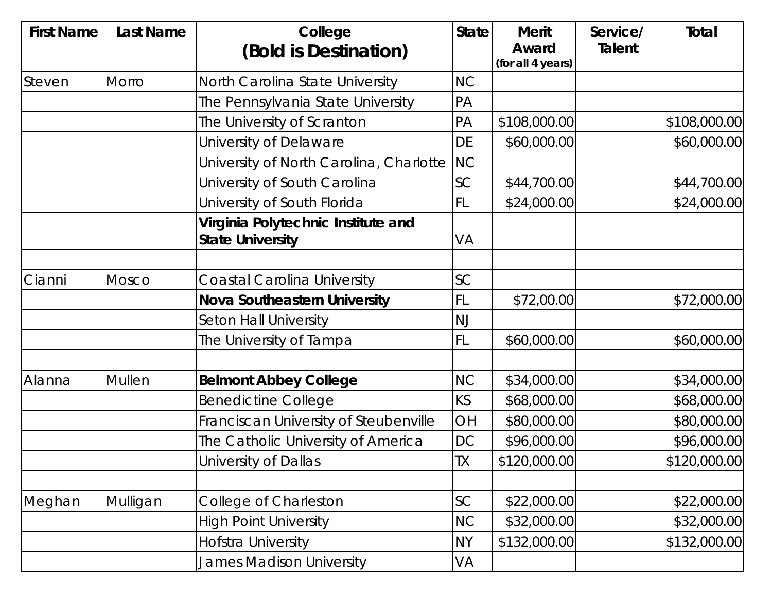| First Name | Last Name | College **(Bold is Destination)** | State | Merit Award (for all 4 years) | Service/ Talent | Total |
|---|---|---|---|---|---|---|
| Steven | Morro | North Carolina State University | NC | | | |
| | | The Pennsylvania State University | PA | | | |
| | | The University of Scranton | PA | $108,000.00 | | $108,000.00 |
| | | University of Delaware | DE | $60,000.00 | | $60,000.00 |
| | | University of North Carolina, Charlotte | NC | | | |
| | | University of South Carolina | SC | $44,700.00 | | $44,700.00 |
| | | University of South Florida | FL | $24,000.00 | | $24,000.00 |
| | | **Virginia Polytechnic Institute and State University** | VA | | | |
| | | | | | | |
| Cianni | Mosco | Coastal Carolina University | SC | | | |
| | | **Nova Southeastern University** | FL | $72,00.00 | | $72,000.00 |
| | | Seton Hall University | NJ | | | |
| | | The University of Tampa | FL | $60,000.00 | | $60,000.00 |
| | | | | | | |
| Alanna | Mullen | **Belmont Abbey College** | NC | $34,000.00 | | $34,000.00 |
| | | Benedictine College | KS | $68,000.00 | | $68,000.00 |
| | | Franciscan University of Steubenville | OH | $80,000.00 | | $80,000.00 |
| | | The Catholic University of America | DC | $96,000.00 | | $96,000.00 |
| | | University of Dallas | TX | $120,000.00 | | $120,000.00 |
| | | | | | | |
| Meghan | Mulligan | College of Charleston | SC | $22,000.00 | | $22,000.00 |
| | | High Point University | NC | $32,000.00 | | $32,000.00 |
| | | Hofstra University | NY | $132,000.00 | | $132,000.00 |
| | | James Madison University | VA | | | |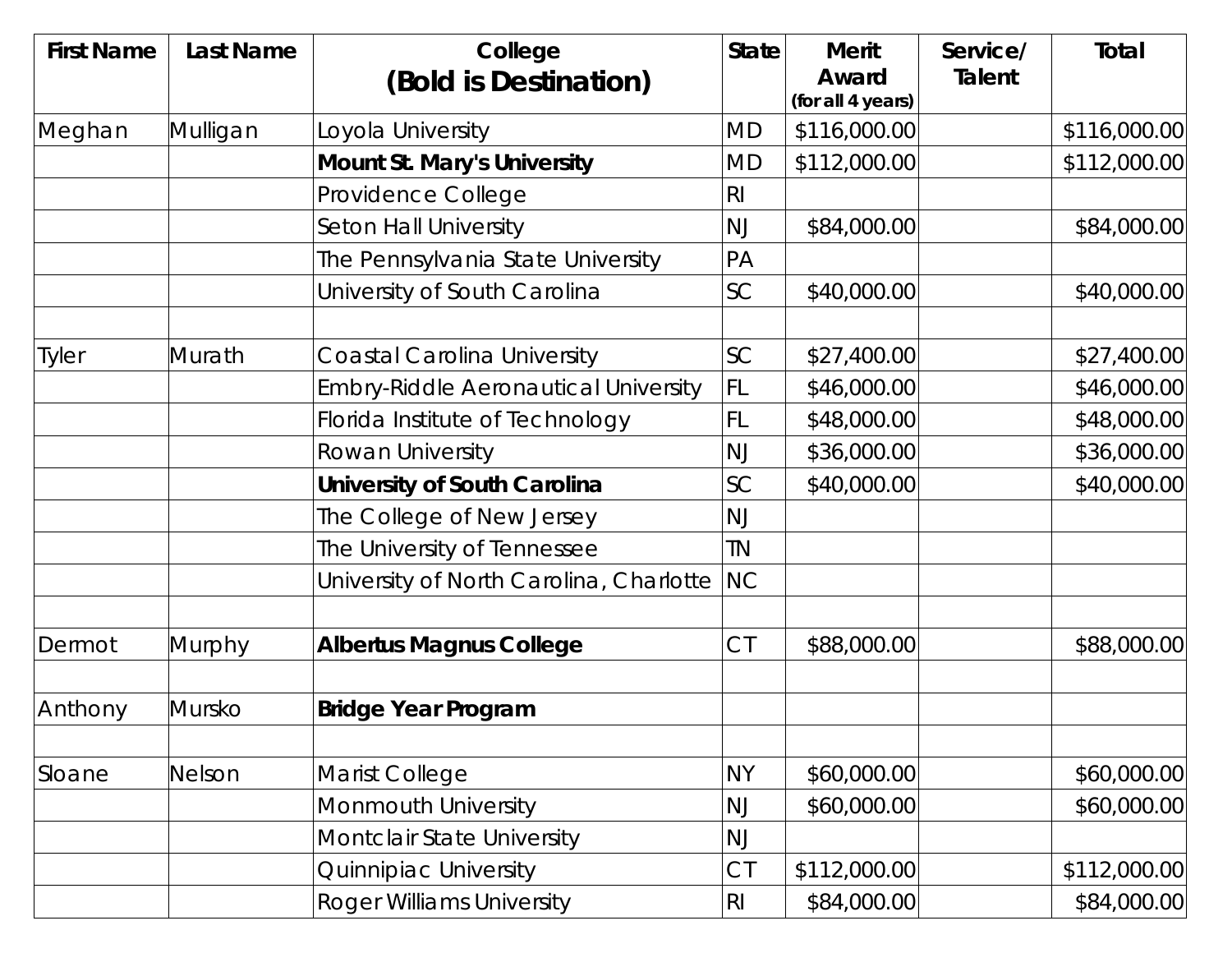| First Name | Last Name | College (Bold is Destination) | State | Merit Award (for all 4 years) | Service/ Talent | Total |
|---|---|---|---|---|---|---|
| Meghan | Mulligan | Loyola University | MD | $116,000.00 | | $116,000.00 |
| | | **Mount St. Mary's University** | MD | $112,000.00 | | $112,000.00 |
| | | Providence College | RI | | | |
| | | Seton Hall University | NJ | $84,000.00 | | $84,000.00 |
| | | The Pennsylvania State University | PA | | | |
| | | University of South Carolina | SC | $40,000.00 | | $40,000.00 |
| | | | | | | |
| Tyler | Murath | Coastal Carolina University | SC | $27,400.00 | | $27,400.00 |
| | | Embry-Riddle Aeronautical University | FL | $46,000.00 | | $46,000.00 |
| | | Florida Institute of Technology | FL | $48,000.00 | | $48,000.00 |
| | | Rowan University | NJ | $36,000.00 | | $36,000.00 |
| | | **University of South Carolina** | SC | $40,000.00 | | $40,000.00 |
| | | The College of New Jersey | NJ | | | |
| | | The University of Tennessee | TN | | | |
| | | University of North Carolina, Charlotte | NC | | | |
| | | | | | | |
| Dermot | Murphy | **Albertus Magnus College** | CT | $88,000.00 | | $88,000.00 |
| | | | | | | |
| Anthony | Mursko | **Bridge Year Program** | | | | |
| | | | | | | |
| Sloane | Nelson | Marist College | NY | $60,000.00 | | $60,000.00 |
| | | Monmouth University | NJ | $60,000.00 | | $60,000.00 |
| | | Montclair State University | NJ | | | |
| | | Quinnipiac University | CT | $112,000.00 | | $112,000.00 |
| | | Roger Williams University | RI | $84,000.00 | | $84,000.00 |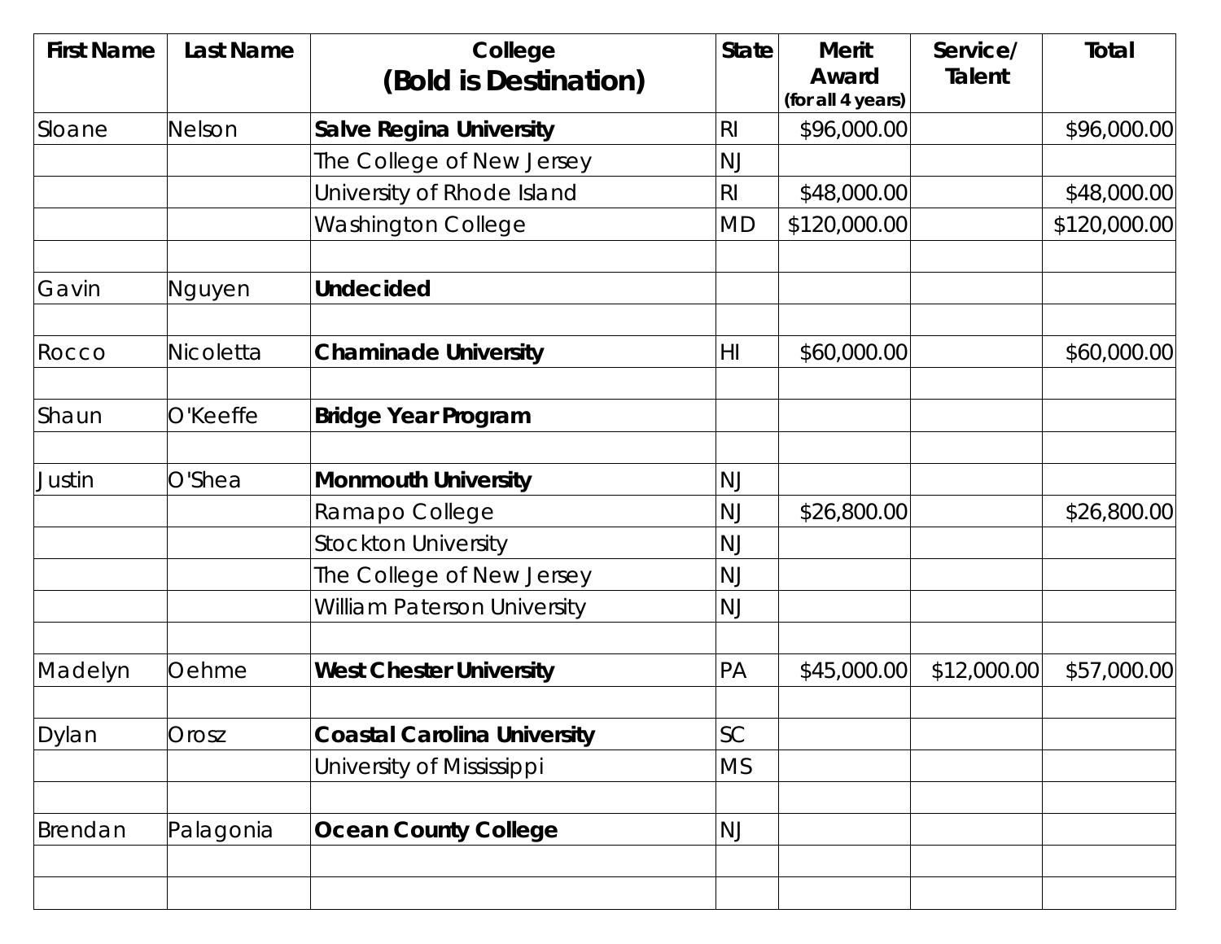| First Name | Last Name | College (Bold is Destination) | State | Merit Award (for all 4 years) | Service/ Talent | Total |
|---|---|---|---|---|---|---|
| Sloane | Nelson | **Salve Regina University** | RI | $96,000.00 | | $96,000.00 |
| | | The College of New Jersey | NJ | | | |
| | | University of Rhode Island | RI | $48,000.00 | | $48,000.00 |
| | | Washington College | MD | $120,000.00 | | $120,000.00 |
| | | | | | | |
| Gavin | Nguyen | **Undecided** | | | | |
| | | | | | | |
| Rocco | Nicoletta | **Chaminade University** | HI | $60,000.00 | | $60,000.00 |
| | | | | | | |
| Shaun | O'Keeffe | **Bridge Year Program** | | | | |
| | | | | | | |
| Justin | O'Shea | **Monmouth University** | NJ | | | |
| | | Ramapo College | NJ | $26,800.00 | | $26,800.00 |
| | | Stockton University | NJ | | | |
| | | The College of New Jersey | NJ | | | |
| | | William Paterson University | NJ | | | |
| | | | | | | |
| Madelyn | Oehme | **West Chester University** | PA | $45,000.00 | $12,000.00 | $57,000.00 |
| | | | | | | |
| Dylan | Orosz | **Coastal Carolina University** | SC | | | |
| | | University of Mississippi | MS | | | |
| | | | | | | |
| Brendan | Palagonia | **Ocean County College** | NJ | | | |
| | | | | | | |
| | | | | | | |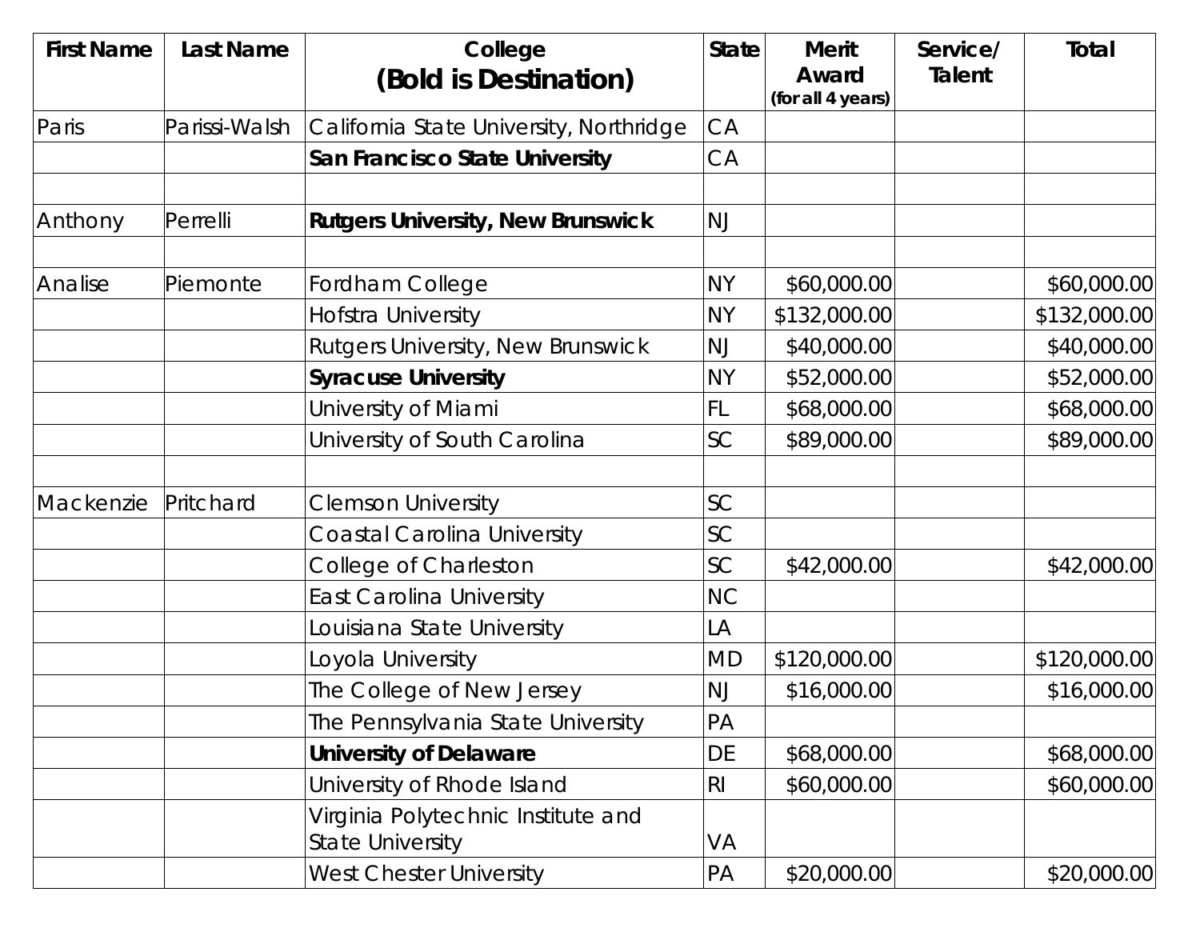| First Name | Last Name | College<br>**(Bold is Destination)** | State | Merit Award<br>(for all 4 years) | Service/ Talent | Total |
|---|---|---|---|---|---|---|
| Paris | Parissi-Walsh | California State University, Northridge | CA | | | |
| | | **San Francisco State University** | CA | | | |
| | | | | | | |
| Anthony | Perrelli | **Rutgers University, New Brunswick** | NJ | | | |
| | | | | | | |
| Analise | Piemonte | Fordham College | NY | $60,000.00 | | $60,000.00 |
| | | Hofstra University | NY | $132,000.00 | | $132,000.00 |
| | | Rutgers University, New Brunswick | NJ | $40,000.00 | | $40,000.00 |
| | | **Syracuse University** | NY | $52,000.00 | | $52,000.00 |
| | | University of Miami | FL | $68,000.00 | | $68,000.00 |
| | | University of South Carolina | SC | $89,000.00 | | $89,000.00 |
| | | | | | | |
| Mackenzie | Pritchard | Clemson University | SC | | | |
| | | Coastal Carolina University | SC | | | |
| | | College of Charleston | SC | $42,000.00 | | $42,000.00 |
| | | East Carolina University | NC | | | |
| | | Louisiana State University | LA | | | |
| | | Loyola University | MD | $120,000.00 | | $120,000.00 |
| | | The College of New Jersey | NJ | $16,000.00 | | $16,000.00 |
| | | The Pennsylvania State University | PA | | | |
| | | **University of Delaware** | DE | $68,000.00 | | $68,000.00 |
| | | University of Rhode Island | RI | $60,000.00 | | $60,000.00 |
| | | Virginia Polytechnic Institute and State University | VA | | | |
| | | West Chester University | PA | $20,000.00 | | $20,000.00 |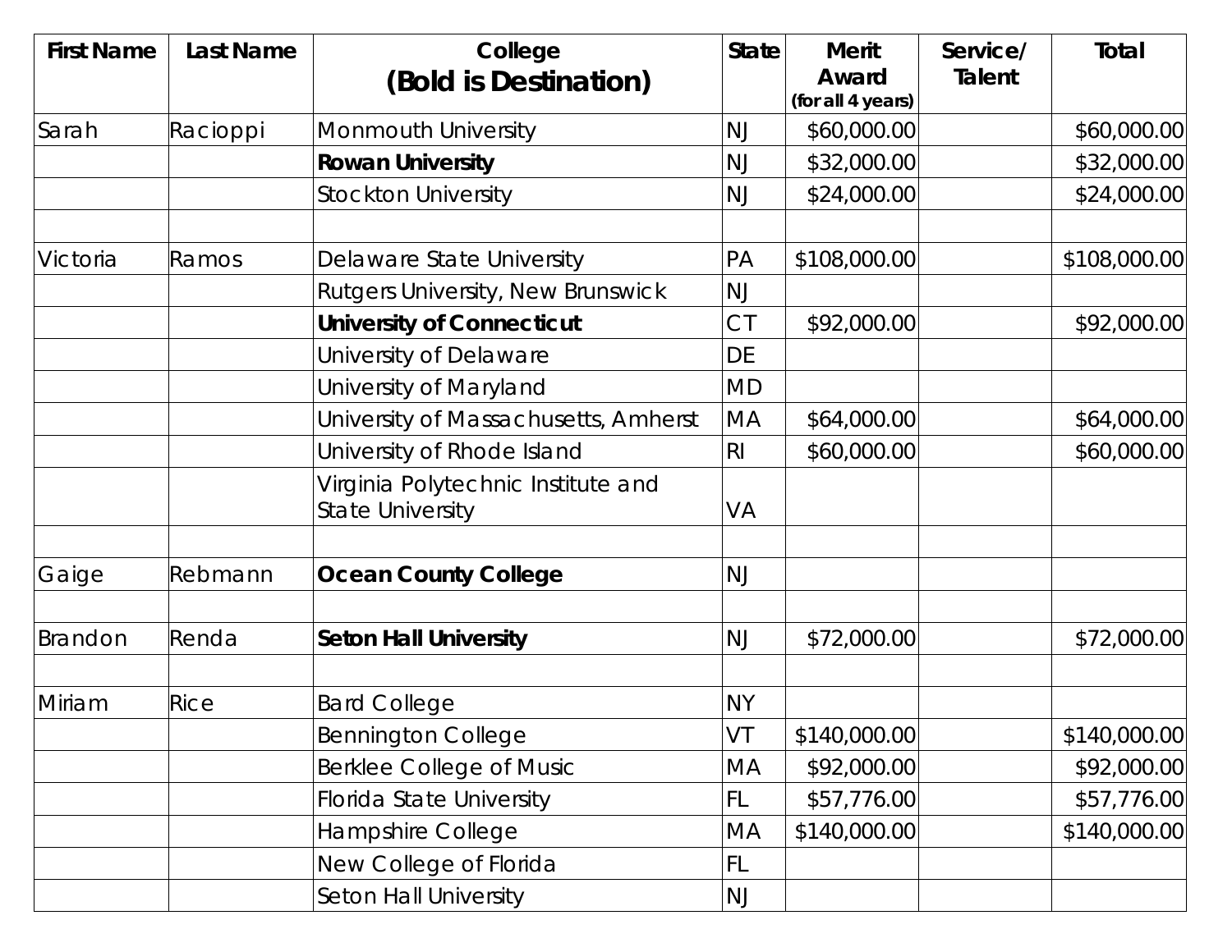| First Name | Last Name | College **(Bold is Destination)** | State | Merit Award (for all 4 years) | Service/ Talent | Total |
|---|---|---|---|---|---|---|
| Sarah | Racioppi | Monmouth University | NJ | $60,000.00 | | $60,000.00 |
| | | **Rowan University** | NJ | $32,000.00 | | $32,000.00 |
| | | Stockton University | NJ | $24,000.00 | | $24,000.00 |
| | | | | | | |
| Victoria | Ramos | Delaware State University | PA | $108,000.00 | | $108,000.00 |
| | | Rutgers University, New Brunswick | NJ | | | |
| | | **University of Connecticut** | CT | $92,000.00 | | $92,000.00 |
| | | University of Delaware | DE | | | |
| | | University of Maryland | MD | | | |
| | | University of Massachusetts, Amherst | MA | $64,000.00 | | $64,000.00 |
| | | University of Rhode Island | RI | $60,000.00 | | $60,000.00 |
| | | Virginia Polytechnic Institute and State University | VA | | | |
| | | | | | | |
| Gaige | Rebmann | **Ocean County College** | NJ | | | |
| | | | | | | |
| Brandon | Renda | **Seton Hall University** | NJ | $72,000.00 | | $72,000.00 |
| | | | | | | |
| Miriam | Rice | Bard College | NY | | | |
| | | Bennington College | VT | $140,000.00 | | $140,000.00 |
| | | Berklee College of Music | MA | $92,000.00 | | $92,000.00 |
| | | Florida State University | FL | $57,776.00 | | $57,776.00 |
| | | Hampshire College | MA | $140,000.00 | | $140,000.00 |
| | | New College of Florida | FL | | | |
| | | Seton Hall University | NJ | | | |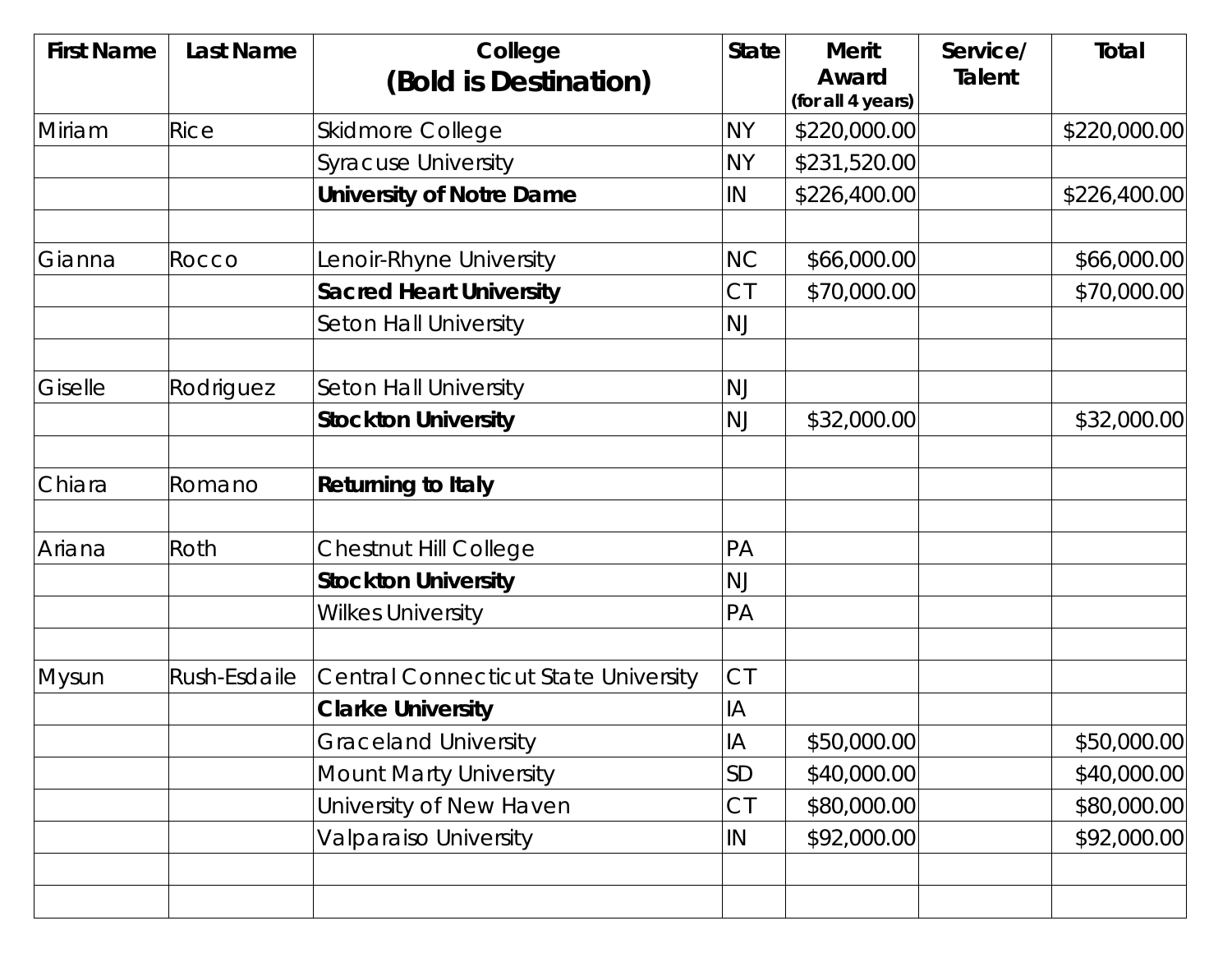| First Name | Last Name | College (Bold is Destination) | State | Merit Award (for all 4 years) | Service/ Talent | Total |
|---|---|---|---|---|---|---|
| Miriam | Rice | Skidmore College | NY | $220,000.00 | | $220,000.00 |
| | | Syracuse University | NY | $231,520.00 | | |
| | | **University of Notre Dame** | IN | $226,400.00 | | $226,400.00 |
| | | | | | | |
| Gianna | Rocco | Lenoir-Rhyne University | NC | $66,000.00 | | $66,000.00 |
| | | **Sacred Heart University** | CT | $70,000.00 | | $70,000.00 |
| | | Seton Hall University | NJ | | | |
| | | | | | | |
| Giselle | Rodriguez | Seton Hall University | NJ | | | |
| | | **Stockton University** | NJ | $32,000.00 | | $32,000.00 |
| | | | | | | |
| Chiara | Romano | **Returning to Italy** | | | | |
| | | | | | | |
| Ariana | Roth | Chestnut Hill College | PA | | | |
| | | **Stockton University** | NJ | | | |
| | | Wilkes University | PA | | | |
| | | | | | | |
| Mysun | Rush-Esdaile | Central Connecticut State University | CT | | | |
| | | **Clarke University** | IA | | | |
| | | Graceland University | IA | $50,000.00 | | $50,000.00 |
| | | Mount Marty University | SD | $40,000.00 | | $40,000.00 |
| | | University of New Haven | CT | $80,000.00 | | $80,000.00 |
| | | Valparaiso University | IN | $92,000.00 | | $92,000.00 |
| | | | | | | |
| | | | | | | |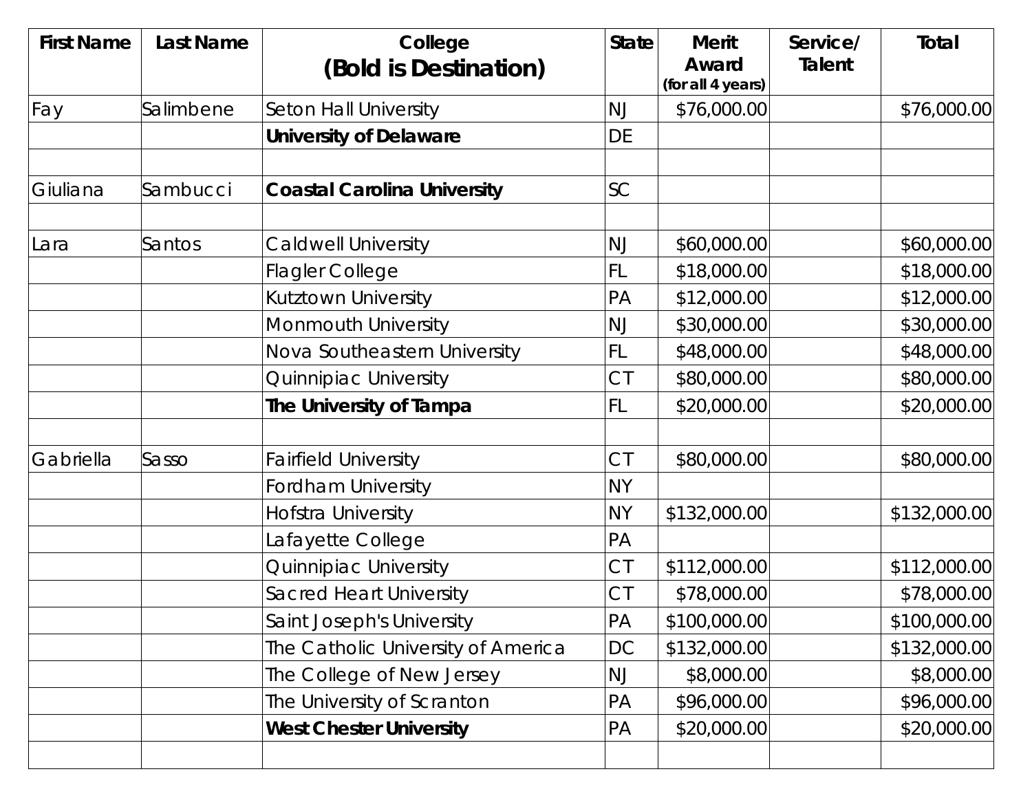| First Name | Last Name | College **(Bold is Destination)** | State | Merit Award (for all 4 years) | Service/ Talent | Total |
|---|---|---|---|---|---|---|
| Fay | Salimbene | Seton Hall University | NJ | $76,000.00 | | $76,000.00 |
| | | **University of Delaware** | DE | | | |
| | | | | | | |
| Giuliana | Sambucci | **Coastal Carolina University** | SC | | | |
| | | | | | | |
| Lara | Santos | Caldwell University | NJ | $60,000.00 | | $60,000.00 |
| | | Flagler College | FL | $18,000.00 | | $18,000.00 |
| | | Kutztown University | PA | $12,000.00 | | $12,000.00 |
| | | Monmouth University | NJ | $30,000.00 | | $30,000.00 |
| | | Nova Southeastern University | FL | $48,000.00 | | $48,000.00 |
| | | Quinnipiac University | CT | $80,000.00 | | $80,000.00 |
| | | **The University of Tampa** | FL | $20,000.00 | | $20,000.00 |
| | | | | | | |
| Gabriella | Sasso | Fairfield University | CT | $80,000.00 | | $80,000.00 |
| | | Fordham University | NY | | | |
| | | Hofstra University | NY | $132,000.00 | | $132,000.00 |
| | | Lafayette College | PA | | | |
| | | Quinnipiac University | CT | $112,000.00 | | $112,000.00 |
| | | Sacred Heart University | CT | $78,000.00 | | $78,000.00 |
| | | Saint Joseph's University | PA | $100,000.00 | | $100,000.00 |
| | | The Catholic University of America | DC | $132,000.00 | | $132,000.00 |
| | | The College of New Jersey | NJ | $8,000.00 | | $8,000.00 |
| | | The University of Scranton | PA | $96,000.00 | | $96,000.00 |
| | | **West Chester University** | PA | $20,000.00 | | $20,000.00 |
| | | | | | | |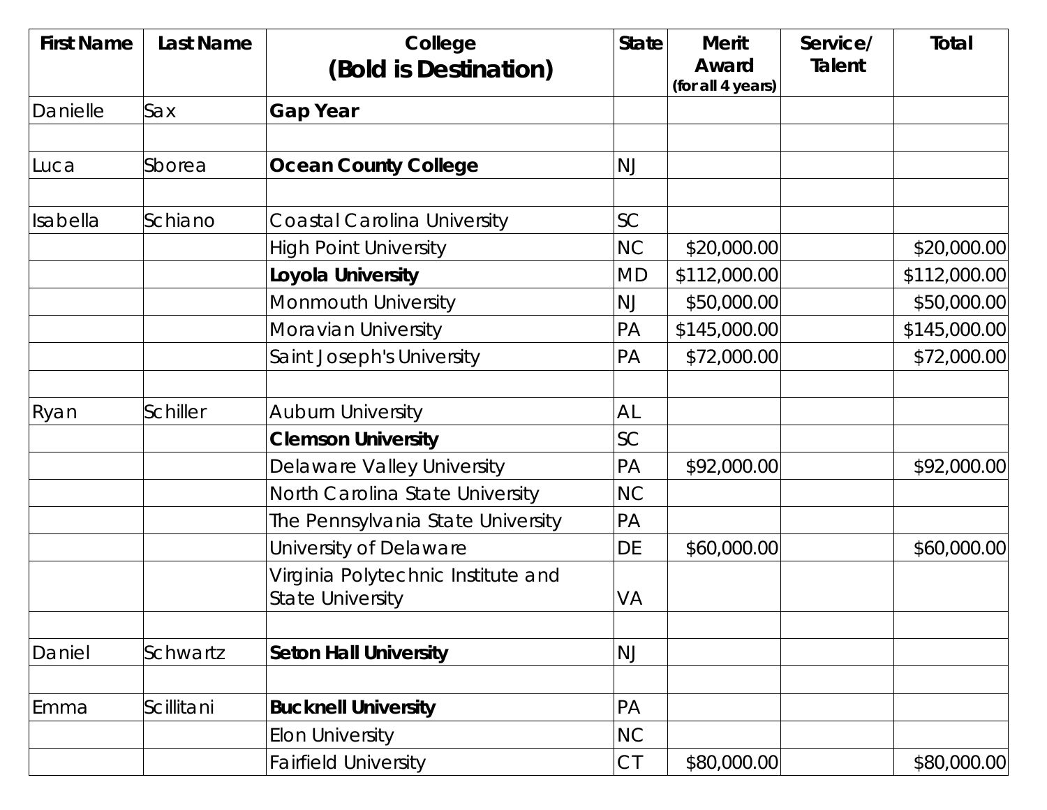| First Name | Last Name | College **(Bold is Destination)** | State | Merit Award (for all 4 years) | Service/ Talent | Total |
|---|---|---|---|---|---|---|
| Danielle | Sax | **Gap Year** | | | | |
| | | | | | | |
| Luca | Sborea | **Ocean County College** | NJ | | | |
| | | | | | | |
| Isabella | Schiano | Coastal Carolina University | SC | | | |
| | | High Point University | NC | $20,000.00 | | $20,000.00 |
| | | **Loyola University** | MD | $112,000.00 | | $112,000.00 |
| | | Monmouth University | NJ | $50,000.00 | | $50,000.00 |
| | | Moravian University | PA | $145,000.00 | | $145,000.00 |
| | | Saint Joseph's University | PA | $72,000.00 | | $72,000.00 |
| | | | | | | |
| Ryan | Schiller | Auburn University | AL | | | |
| | | **Clemson University** | SC | | | |
| | | Delaware Valley University | PA | $92,000.00 | | $92,000.00 |
| | | North Carolina State University | NC | | | |
| | | The Pennsylvania State University | PA | | | |
| | | University of Delaware | DE | $60,000.00 | | $60,000.00 |
| | | Virginia Polytechnic Institute and State University | VA | | | |
| | | | | | | |
| Daniel | Schwartz | **Seton Hall University** | NJ | | | |
| | | | | | | |
| Emma | Scillitani | **Bucknell University** | PA | | | |
| | | Elon University | NC | | | |
| | | Fairfield University | CT | $80,000.00 | | $80,000.00 |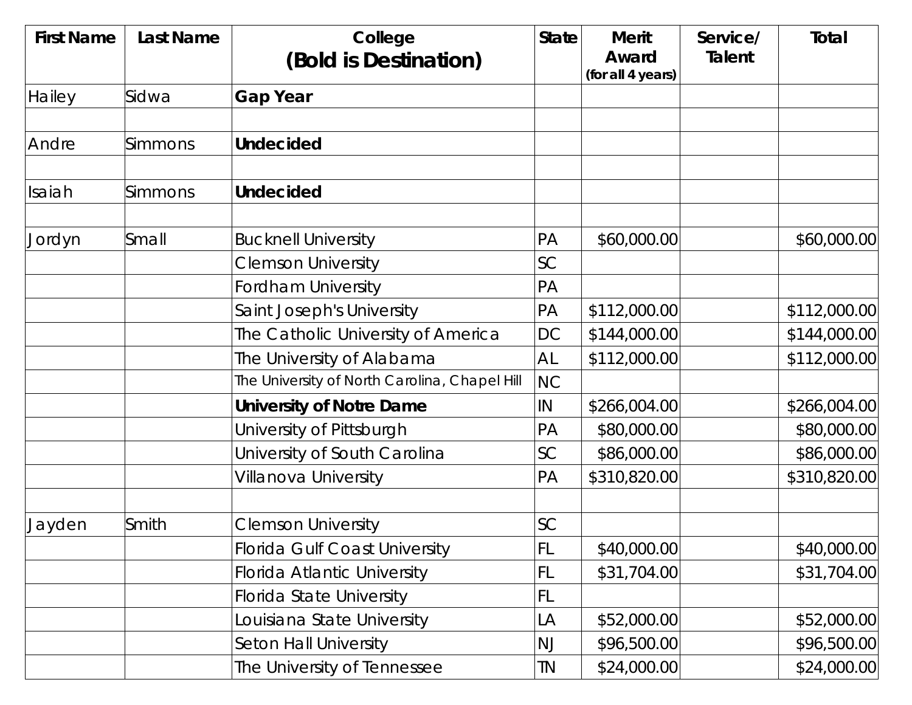| First Name | Last Name | College **(Bold is Destination)** | State | Merit Award (for all 4 years) | Service/ Talent | Total |
|---|---|---|---|---|---|---|
| Hailey | Sidwa | **Gap Year** | | | | |
| | | | | | | |
| Andre | Simmons | **Undecided** | | | | |
| | | | | | | |
| Isaiah | Simmons | **Undecided** | | | | |
| | | | | | | |
| Jordyn | Small | Bucknell University | PA | $60,000.00 | | $60,000.00 |
| | | Clemson University | SC | | | |
| | | Fordham University | PA | | | |
| | | Saint Joseph's University | PA | $112,000.00 | | $112,000.00 |
| | | The Catholic University of America | DC | $144,000.00 | | $144,000.00 |
| | | The University of Alabama | AL | $112,000.00 | | $112,000.00 |
| | | The University of North Carolina, Chapel Hill | NC | | | |
| | | **University of Notre Dame** | IN | $266,004.00 | | $266,004.00 |
| | | University of Pittsburgh | PA | $80,000.00 | | $80,000.00 |
| | | University of South Carolina | SC | $86,000.00 | | $86,000.00 |
| | | Villanova University | PA | $310,820.00 | | $310,820.00 |
| | | | | | | |
| Jayden | Smith | Clemson University | SC | | | |
| | | Florida Gulf Coast University | FL | $40,000.00 | | $40,000.00 |
| | | Florida Atlantic University | FL | $31,704.00 | | $31,704.00 |
| | | Florida State University | FL | | | |
| | | Louisiana State University | LA | $52,000.00 | | $52,000.00 |
| | | Seton Hall University | NJ | $96,500.00 | | $96,500.00 |
| | | The University of Tennessee | TN | $24,000.00 | | $24,000.00 |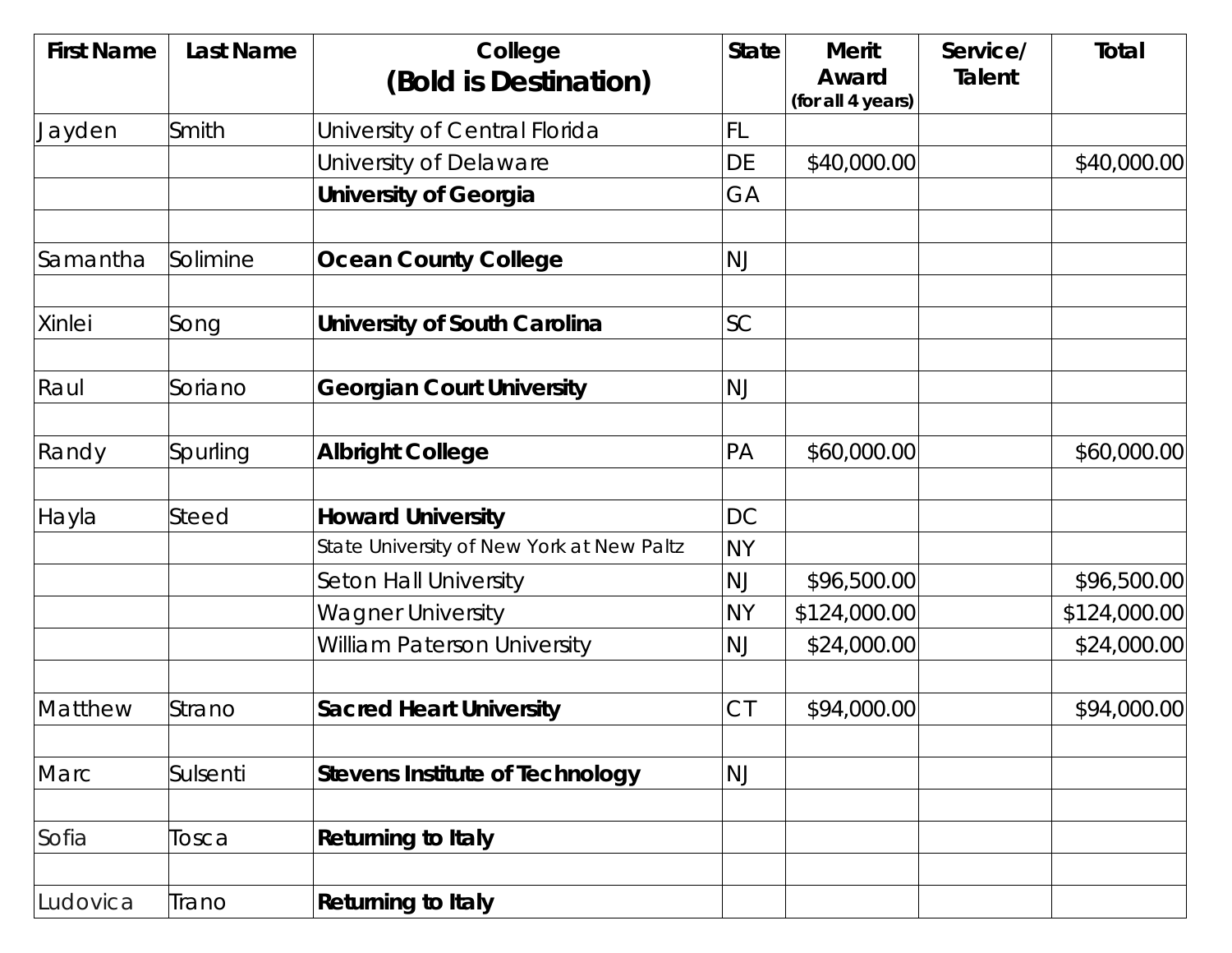| First Name | Last Name | College **(Bold is Destination)** | State | Merit Award (for all 4 years) | Service/ Talent | Total |
|---|---|---|---|---|---|---|
| Jayden | Smith | University of Central Florida | FL | | | |
| | | University of Delaware | DE | $40,000.00 | | $40,000.00 |
| | | **University of Georgia** | GA | | | |
| | | | | | | |
| Samantha | Solimine | **Ocean County College** | NJ | | | |
| | | | | | | |
| Xinlei | Song | **University of South Carolina** | SC | | | |
| | | | | | | |
| Raul | Soriano | **Georgian Court University** | NJ | | | |
| | | | | | | |
| Randy | Spurling | **Albright College** | PA | $60,000.00 | | $60,000.00 |
| | | | | | | |
| Hayla | Steed | **Howard University** | DC | | | |
| | | State University of New York at New Paltz | NY | | | |
| | | Seton Hall University | NJ | $96,500.00 | | $96,500.00 |
| | | Wagner University | NY | $124,000.00 | | $124,000.00 |
| | | William Paterson University | NJ | $24,000.00 | | $24,000.00 |
| | | | | | | |
| Matthew | Strano | **Sacred Heart University** | CT | $94,000.00 | | $94,000.00 |
| | | | | | | |
| Marc | Sulsenti | **Stevens Institute of Technology** | NJ | | | |
| | | | | | | |
| Sofia | Tosca | **Returning to Italy** | | | | |
| | | | | | | |
| Ludovica | Trano | **Returning to Italy** | | | | |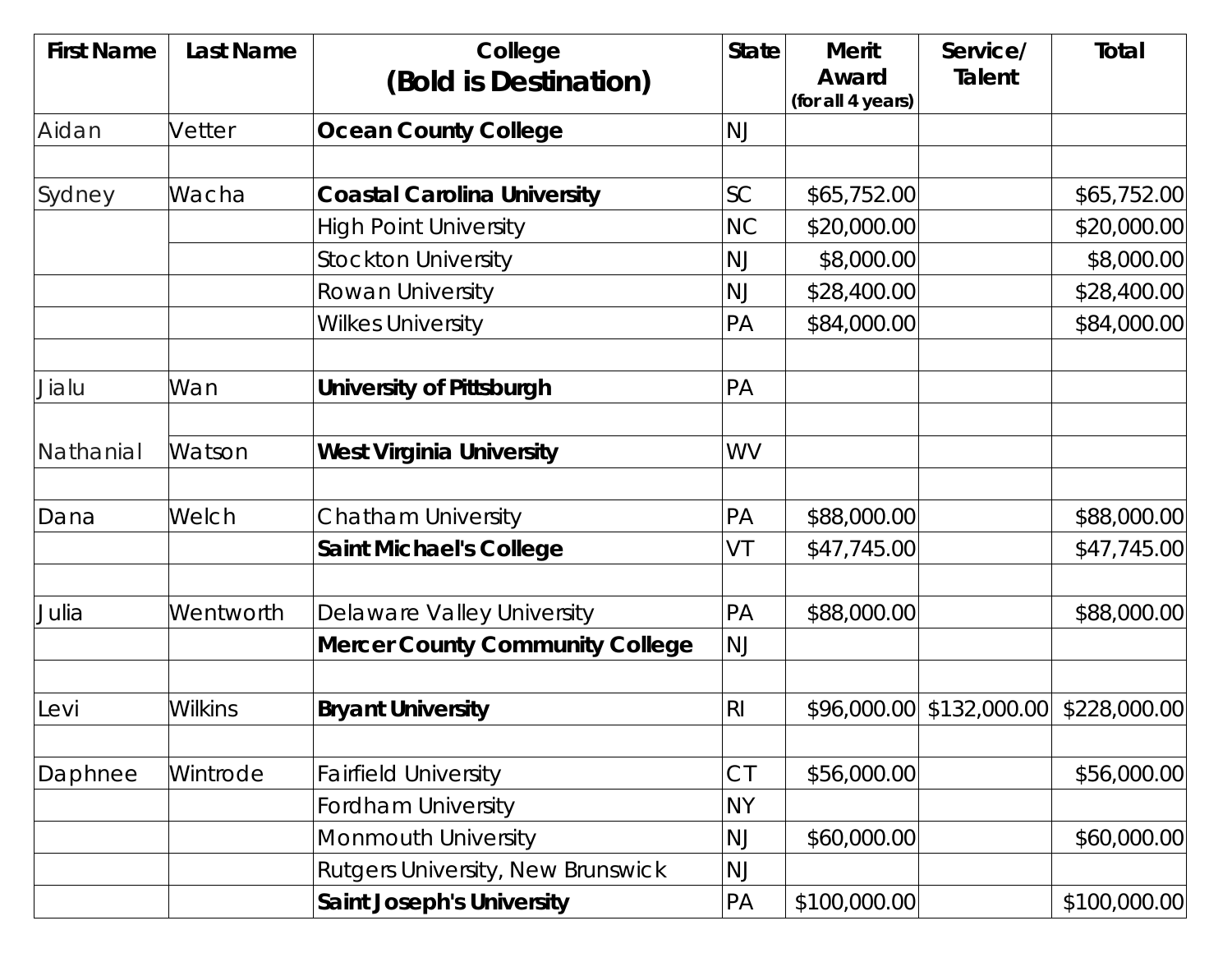| First Name | Last Name | College (Bold is Destination) | State | Merit Award (for all 4 years) | Service/ Talent | Total |
|---|---|---|---|---|---|---|
| Aidan | Vetter | **Ocean County College** | NJ | | | |
| | | | | | | |
| Sydney | Wacha | **Coastal Carolina University** | SC | $65,752.00 | | $65,752.00 |
| | | High Point University | NC | $20,000.00 | | $20,000.00 |
| | | Stockton University | NJ | $8,000.00 | | $8,000.00 |
| | | Rowan University | NJ | $28,400.00 | | $28,400.00 |
| | | Wilkes University | PA | $84,000.00 | | $84,000.00 |
| | | | | | | |
| Jialu | Wan | **University of Pittsburgh** | PA | | | |
| | | | | | | |
| Nathanial | Watson | **West Virginia University** | WV | | | |
| | | | | | | |
| Dana | Welch | Chatham University | PA | $88,000.00 | | $88,000.00 |
| | | **Saint Michael's College** | VT | $47,745.00 | | $47,745.00 |
| | | | | | | |
| Julia | Wentworth | Delaware Valley University | PA | $88,000.00 | | $88,000.00 |
| | | **Mercer County Community College** | NJ | | | |
| | | | | | | |
| Levi | Wilkins | **Bryant University** | RI | $96,000.00 | $132,000.00 | $228,000.00 |
| | | | | | | |
| Daphnee | Wintrode | Fairfield University | CT | $56,000.00 | | $56,000.00 |
| | | Fordham University | NY | | | |
| | | Monmouth University | NJ | $60,000.00 | | $60,000.00 |
| | | Rutgers University, New Brunswick | NJ | | | |
| | | **Saint Joseph's University** | PA | $100,000.00 | | $100,000.00 |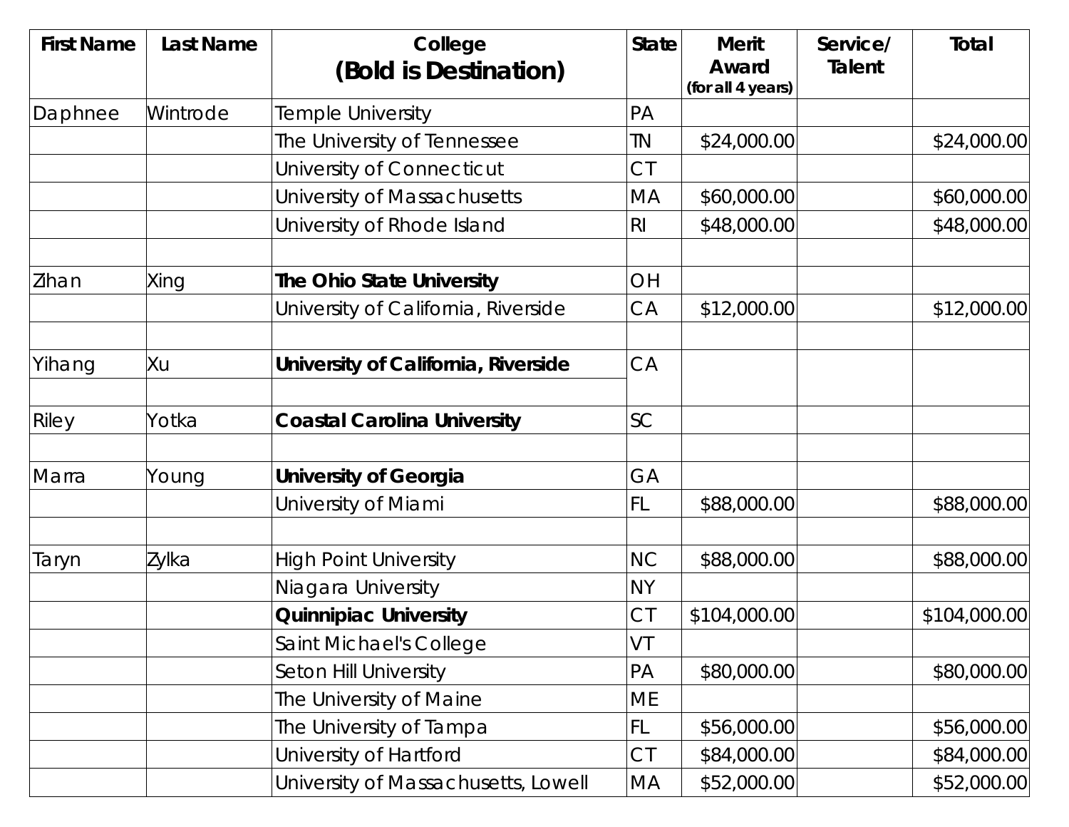| First Name | Last Name | College (Bold is Destination) | State | Merit Award (for all 4 years) | Service/ Talent | Total |
|---|---|---|---|---|---|---|
| Daphnee | Wintrode | Temple University | PA | | | |
| | | The University of Tennessee | TN | $24,000.00 | | $24,000.00 |
| | | University of Connecticut | CT | | | |
| | | University of Massachusetts | MA | $60,000.00 | | $60,000.00 |
| | | University of Rhode Island | RI | $48,000.00 | | $48,000.00 |
| | | | | | | |
| Zihan | Xing | **The Ohio State University** | OH | | | |
| | | University of California, Riverside | CA | $12,000.00 | | $12,000.00 |
| | | | | | | |
| Yihang | Xu | **University of California, Riverside** | CA | | | |
| | | | | | | |
| Riley | Yotka | **Coastal Carolina University** | SC | | | |
| | | | | | | |
| Marra | Young | **University of Georgia** | GA | | | |
| | | University of Miami | FL | $88,000.00 | | $88,000.00 |
| | | | | | | |
| Taryn | Zylka | High Point University | NC | $88,000.00 | | $88,000.00 |
| | | Niagara University | NY | | | |
| | | **Quinnipiac University** | CT | $104,000.00 | | $104,000.00 |
| | | Saint Michael's College | VT | | | |
| | | Seton Hill University | PA | $80,000.00 | | $80,000.00 |
| | | The University of Maine | ME | | | |
| | | The University of Tampa | FL | $56,000.00 | | $56,000.00 |
| | | University of Hartford | CT | $84,000.00 | | $84,000.00 |
| | | University of Massachusetts, Lowell | MA | $52,000.00 | | $52,000.00 |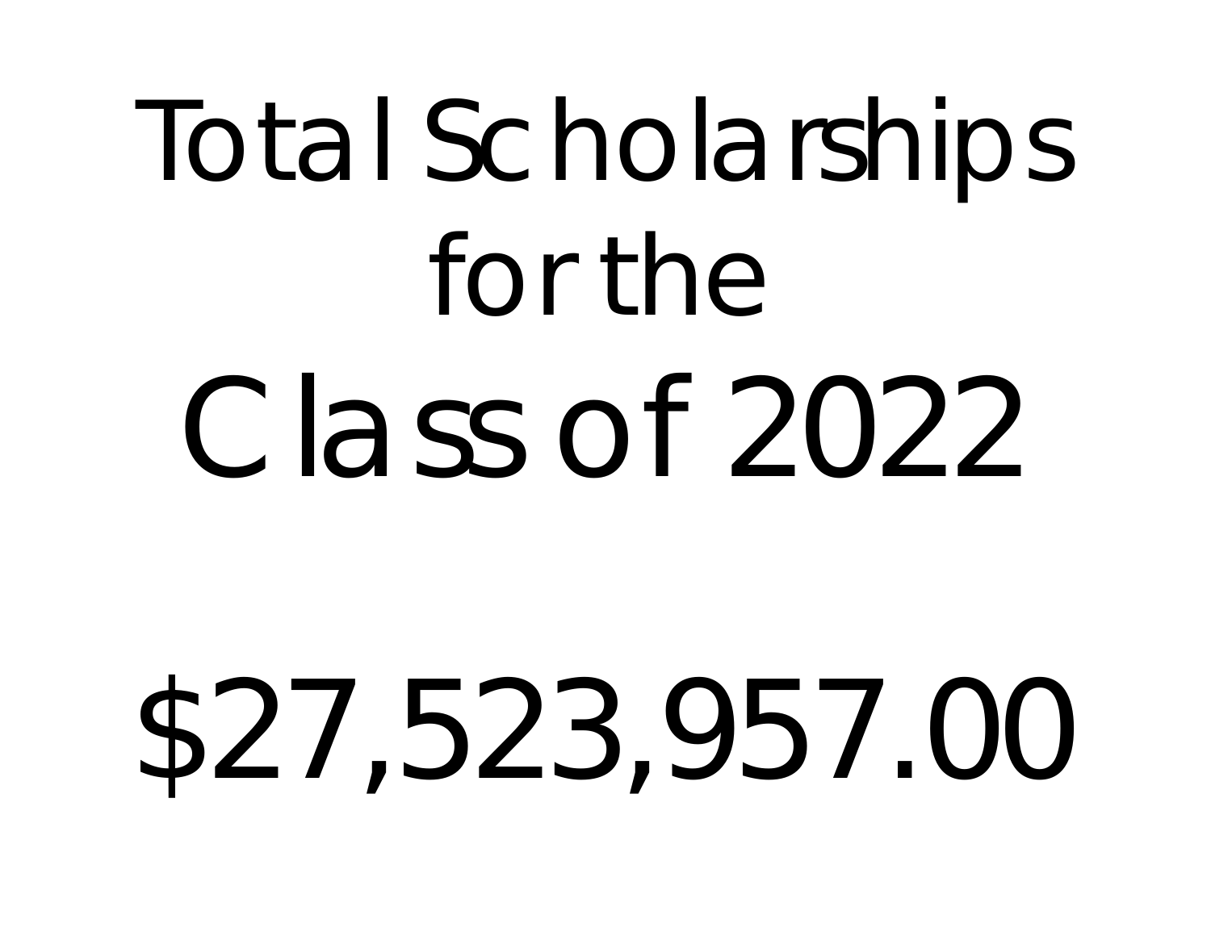# Total Scholarships for the Class of 2022

# $27,523,957.00